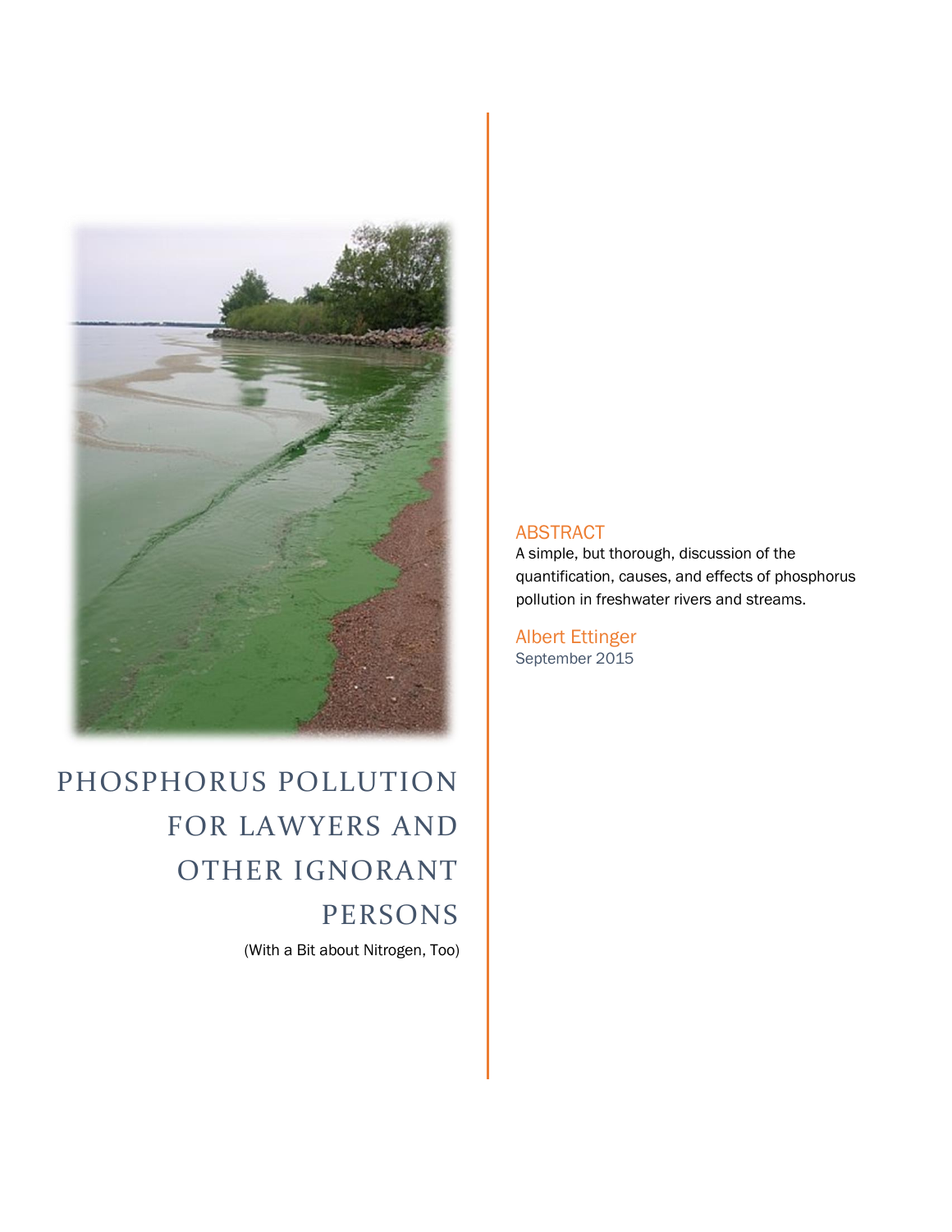# PHOSPHORUS POLLUTION FOR LAWYERS AND OTHER IGNORANT PERSONS

(With a Bit about Nitrogen, Too)

## ABSTRACT

A simple, but thorough, discussion of the quantification, causes, and effects of phosphorus pollution in freshwater rivers and streams.

Albert Ettinger

September 2015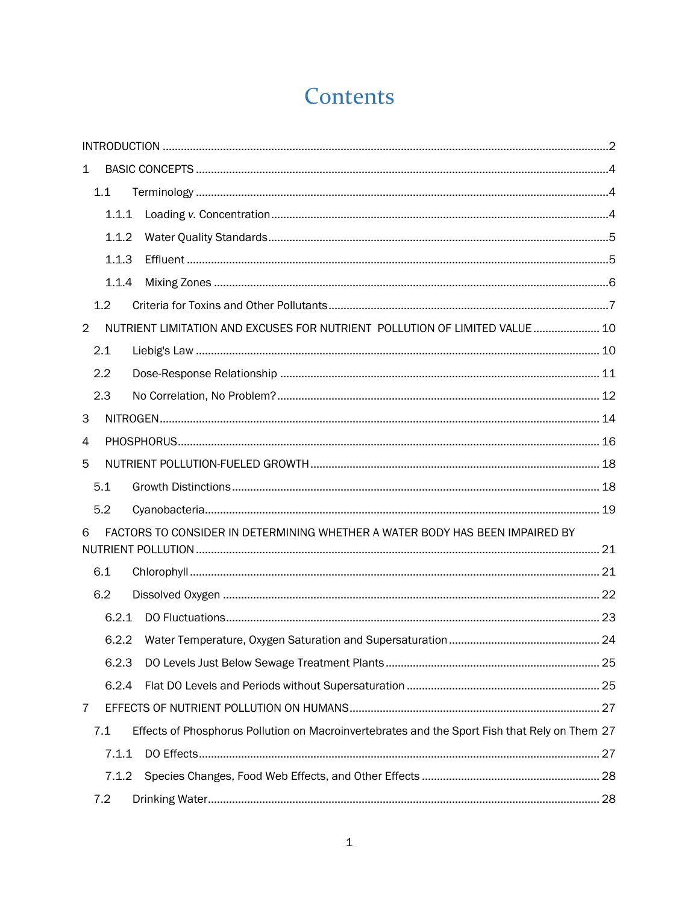# Contents

INTRODUCTION .......... 2

1 BASIC CONCEPTS .......... 4

- 1.1 Terminology .......... 4
  - 1.1.1 Loading *v.* Concentration .......... 4
  - 1.1.2 Water Quality Standards .......... 5
  - 1.1.3 Effluent .......... 5
  - 1.1.4 Mixing Zones .......... 6
- 1.2 Criteria for Toxins and Other Pollutants .......... 7

2 NUTRIENT LIMITATION AND EXCUSES FOR NUTRIENT POLLUTION OF LIMITED VALUE .......... 10

- 2.1 Liebig's Law .......... 10
- 2.2 Dose-Response Relationship .......... 11
- 2.3 No Correlation, No Problem? .......... 12

3 NITROGEN .......... 14

4 PHOSPHORUS .......... 16

5 NUTRIENT POLLUTION-FUELED GROWTH .......... 18

- 5.1 Growth Distinctions .......... 18
- 5.2 Cyanobacteria .......... 19

6 FACTORS TO CONSIDER IN DETERMINING WHETHER A WATER BODY HAS BEEN IMPAIRED BY NUTRIENT POLLUTION .......... 21

- 6.1 Chlorophyll .......... 21
- 6.2 Dissolved Oxygen .......... 22
  - 6.2.1 DO Fluctuations .......... 23
  - 6.2.2 Water Temperature, Oxygen Saturation and Supersaturation .......... 24
  - 6.2.3 DO Levels Just Below Sewage Treatment Plants .......... 25
  - 6.2.4 Flat DO Levels and Periods without Supersaturation .......... 25

7 EFFECTS OF NUTRIENT POLLUTION ON HUMANS .......... 27

- 7.1 Effects of Phosphorus Pollution on Macroinvertebrates and the Sport Fish that Rely on Them 27
  - 7.1.1 DO Effects .......... 27
  - 7.1.2 Species Changes, Food Web Effects, and Other Effects .......... 28
- 7.2 Drinking Water .......... 28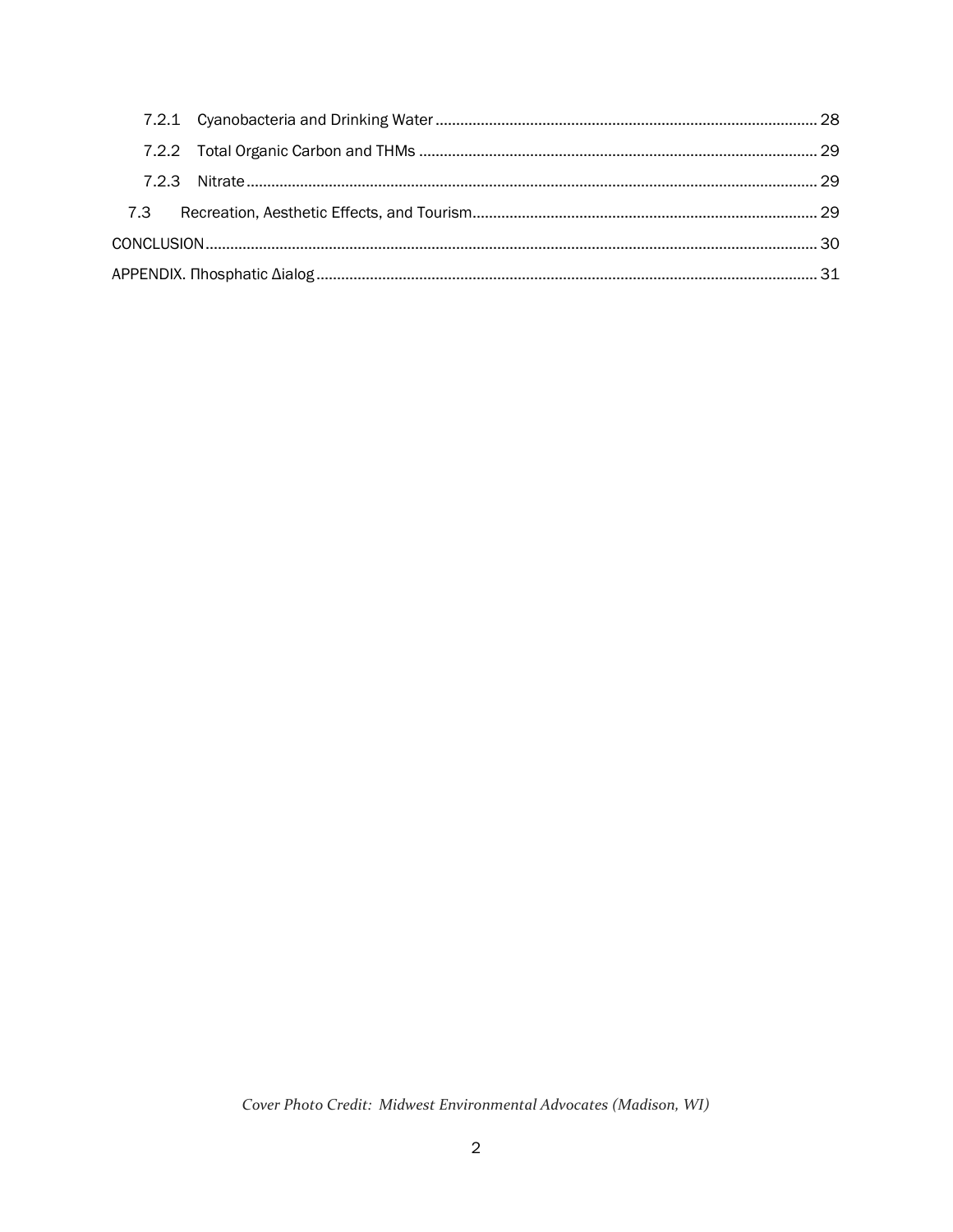7.2.1 Cyanobacteria and Drinking Water ........................................................................................ 28

7.2.2 Total Organic Carbon and THMs ............................................................................................ 29

7.2.3 Nitrate ...................................................................................................................................... 29

7.3 Recreation, Aesthetic Effects, and Tourism ............................................................................... 29

CONCLUSION ............................................................................................................................................ 30

APPENDIX. Πhosphatic Διalog ................................................................................................................. 31

*Cover Photo Credit: Midwest Environmental Advocates (Madison, WI)*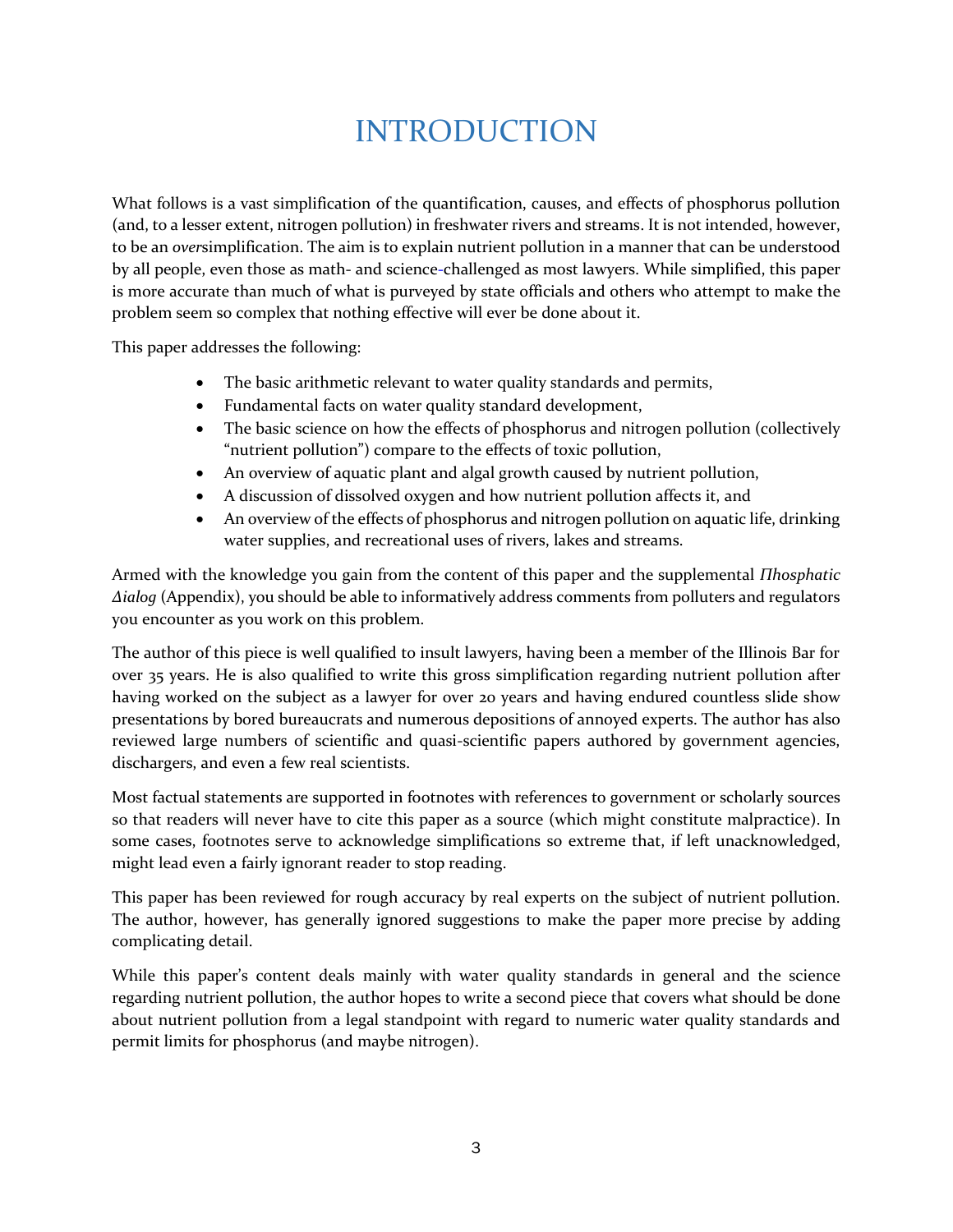# INTRODUCTION

What follows is a vast simplification of the quantification, causes, and effects of phosphorus pollution (and, to a lesser extent, nitrogen pollution) in freshwater rivers and streams. It is not intended, however, to be an *over*simplification. The aim is to explain nutrient pollution in a manner that can be understood by all people, even those as math- and science-challenged as most lawyers. While simplified, this paper is more accurate than much of what is purveyed by state officials and others who attempt to make the problem seem so complex that nothing effective will ever be done about it.

This paper addresses the following:

- The basic arithmetic relevant to water quality standards and permits,
- Fundamental facts on water quality standard development,
- The basic science on how the effects of phosphorus and nitrogen pollution (collectively "nutrient pollution") compare to the effects of toxic pollution,
- An overview of aquatic plant and algal growth caused by nutrient pollution,
- A discussion of dissolved oxygen and how nutrient pollution affects it, and
- An overview of the effects of phosphorus and nitrogen pollution on aquatic life, drinking water supplies, and recreational uses of rivers, lakes and streams.

Armed with the knowledge you gain from the content of this paper and the supplemental *Πhosphatic Δialog* (Appendix), you should be able to informatively address comments from polluters and regulators you encounter as you work on this problem.

The author of this piece is well qualified to insult lawyers, having been a member of the Illinois Bar for over 35 years. He is also qualified to write this gross simplification regarding nutrient pollution after having worked on the subject as a lawyer for over 20 years and having endured countless slide show presentations by bored bureaucrats and numerous depositions of annoyed experts. The author has also reviewed large numbers of scientific and quasi-scientific papers authored by government agencies, dischargers, and even a few real scientists.

Most factual statements are supported in footnotes with references to government or scholarly sources so that readers will never have to cite this paper as a source (which might constitute malpractice). In some cases, footnotes serve to acknowledge simplifications so extreme that, if left unacknowledged, might lead even a fairly ignorant reader to stop reading.

This paper has been reviewed for rough accuracy by real experts on the subject of nutrient pollution. The author, however, has generally ignored suggestions to make the paper more precise by adding complicating detail.

While this paper's content deals mainly with water quality standards in general and the science regarding nutrient pollution, the author hopes to write a second piece that covers what should be done about nutrient pollution from a legal standpoint with regard to numeric water quality standards and permit limits for phosphorus (and maybe nitrogen).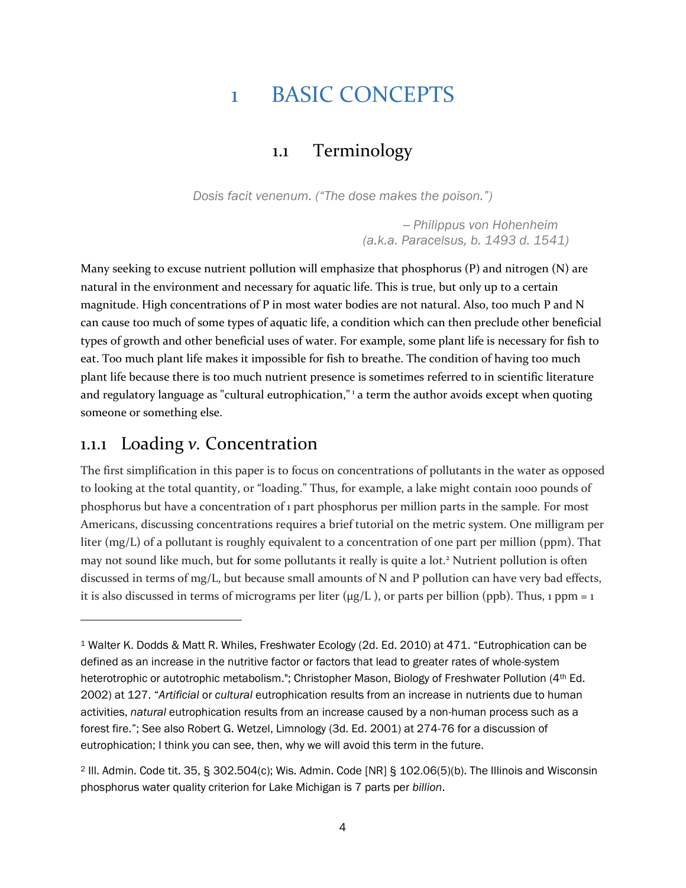# 1 BASIC CONCEPTS

## 1.1 Terminology

*Dosis facit venenum. ("The dose makes the poison.")*

*– Philippus von Hohenheim*
*(a.k.a. Paracelsus, b. 1493 d. 1541)*

Many seeking to excuse nutrient pollution will emphasize that phosphorus (P) and nitrogen (N) are natural in the environment and necessary for aquatic life. This is true, but only up to a certain magnitude. High concentrations of P in most water bodies are not natural. Also, too much P and N can cause too much of some types of aquatic life, a condition which can then preclude other beneficial types of growth and other beneficial uses of water. For example, some plant life is necessary for fish to eat. Too much plant life makes it impossible for fish to breathe. The condition of having too much plant life because there is too much nutrient presence is sometimes referred to in scientific literature and regulatory language as "cultural eutrophication," [1] a term the author avoids except when quoting someone or something else.

### 1.1.1 Loading *v.* Concentration

The first simplification in this paper is to focus on concentrations of pollutants in the water as opposed to looking at the total quantity, or "loading." Thus, for example, a lake might contain 1000 pounds of phosphorus but have a concentration of 1 part phosphorus per million parts in the sample. For most Americans, discussing concentrations requires a brief tutorial on the metric system. One milligram per liter (mg/L) of a pollutant is roughly equivalent to a concentration of one part per million (ppm). That may not sound like much, but for some pollutants it really is quite a lot.[2] Nutrient pollution is often discussed in terms of mg/L, but because small amounts of N and P pollution can have very bad effects, it is also discussed in terms of micrograms per liter (µg/L ), or parts per billion (ppb). Thus, 1 ppm = 1

---

[1] Walter K. Dodds & Matt R. Whiles, Freshwater Ecology (2d. Ed. 2010) at 471. "Eutrophication can be defined as an increase in the nutritive factor or factors that lead to greater rates of whole-system heterotrophic or autotrophic metabolism."; Christopher Mason, Biology of Freshwater Pollution (4th Ed. 2002) at 127. "*Artificial* or *cultural* eutrophication results from an increase in nutrients due to human activities, *natural* eutrophication results from an increase caused by a non-human process such as a forest fire."; See also Robert G. Wetzel, Limnology (3d. Ed. 2001) at 274-76 for a discussion of eutrophication; I think you can see, then, why we will avoid this term in the future.

[2] Ill. Admin. Code tit. 35, § 302.504(c); Wis. Admin. Code [NR] § 102.06(5)(b). The Illinois and Wisconsin phosphorus water quality criterion for Lake Michigan is 7 parts per *billion*.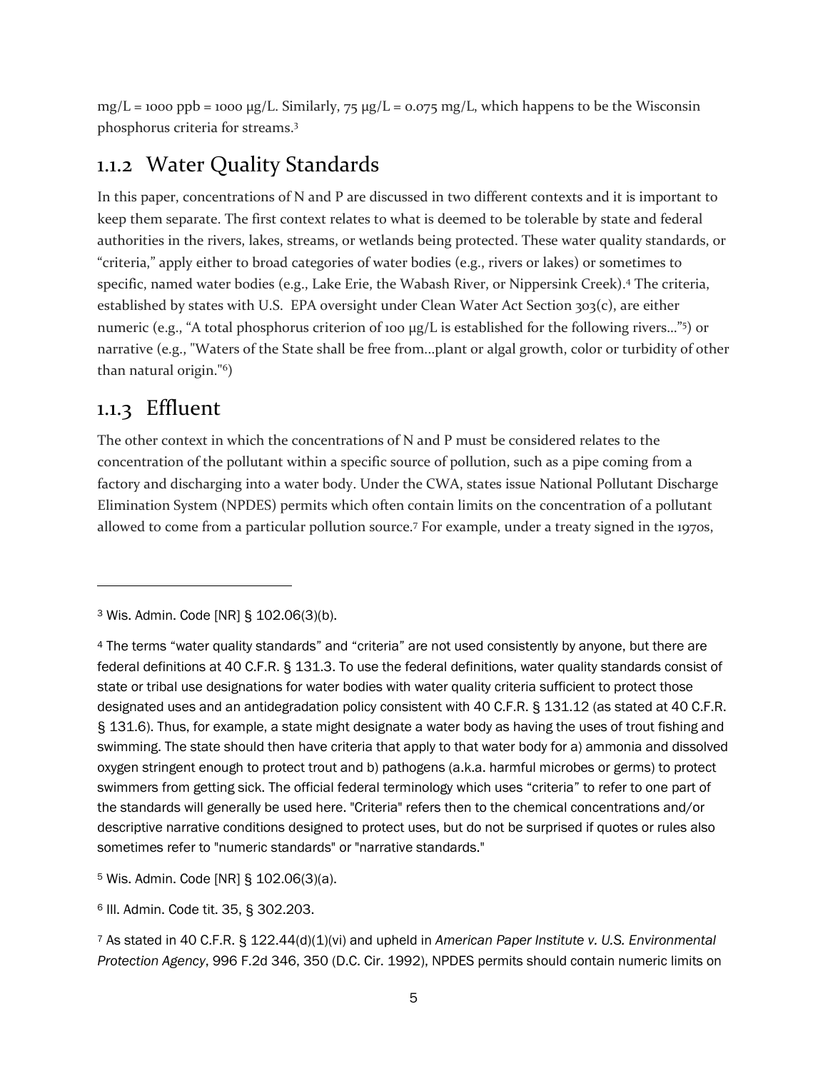mg/L = 1000 ppb = 1000 μg/L. Similarly, 75 μg/L = 0.075 mg/L, which happens to be the Wisconsin phosphorus criteria for streams.[3]

### 1.1.2 Water Quality Standards

In this paper, concentrations of N and P are discussed in two different contexts and it is important to keep them separate. The first context relates to what is deemed to be tolerable by state and federal authorities in the rivers, lakes, streams, or wetlands being protected. These water quality standards, or "criteria," apply either to broad categories of water bodies (e.g., rivers or lakes) or sometimes to specific, named water bodies (e.g., Lake Erie, the Wabash River, or Nippersink Creek).[4] The criteria, established by states with U.S. EPA oversight under Clean Water Act Section 303(c), are either numeric (e.g., "A total phosphorus criterion of 100 μg/L is established for the following rivers…"[5]) or narrative (e.g., "Waters of the State shall be free from…plant or algal growth, color or turbidity of other than natural origin."[6])

### 1.1.3 Effluent

The other context in which the concentrations of N and P must be considered relates to the concentration of the pollutant within a specific source of pollution, such as a pipe coming from a factory and discharging into a water body. Under the CWA, states issue National Pollutant Discharge Elimination System (NPDES) permits which often contain limits on the concentration of a pollutant allowed to come from a particular pollution source.[7] For example, under a treaty signed in the 1970s,

---

[3] Wis. Admin. Code [NR] § 102.06(3)(b).

[4] The terms "water quality standards" and "criteria" are not used consistently by anyone, but there are federal definitions at 40 C.F.R. § 131.3. To use the federal definitions, water quality standards consist of state or tribal use designations for water bodies with water quality criteria sufficient to protect those designated uses and an antidegradation policy consistent with 40 C.F.R. § 131.12 (as stated at 40 C.F.R. § 131.6). Thus, for example, a state might designate a water body as having the uses of trout fishing and swimming. The state should then have criteria that apply to that water body for a) ammonia and dissolved oxygen stringent enough to protect trout and b) pathogens (a.k.a. harmful microbes or germs) to protect swimmers from getting sick. The official federal terminology which uses "criteria" to refer to one part of the standards will generally be used here. "Criteria" refers then to the chemical concentrations and/or descriptive narrative conditions designed to protect uses, but do not be surprised if quotes or rules also sometimes refer to "numeric standards" or "narrative standards."

[5] Wis. Admin. Code [NR] § 102.06(3)(a).

[6] Ill. Admin. Code tit. 35, § 302.203.

[7] As stated in 40 C.F.R. § 122.44(d)(1)(vi) and upheld in *American Paper Institute v. U.S. Environmental Protection Agency*, 996 F.2d 346, 350 (D.C. Cir. 1992), NPDES permits should contain numeric limits on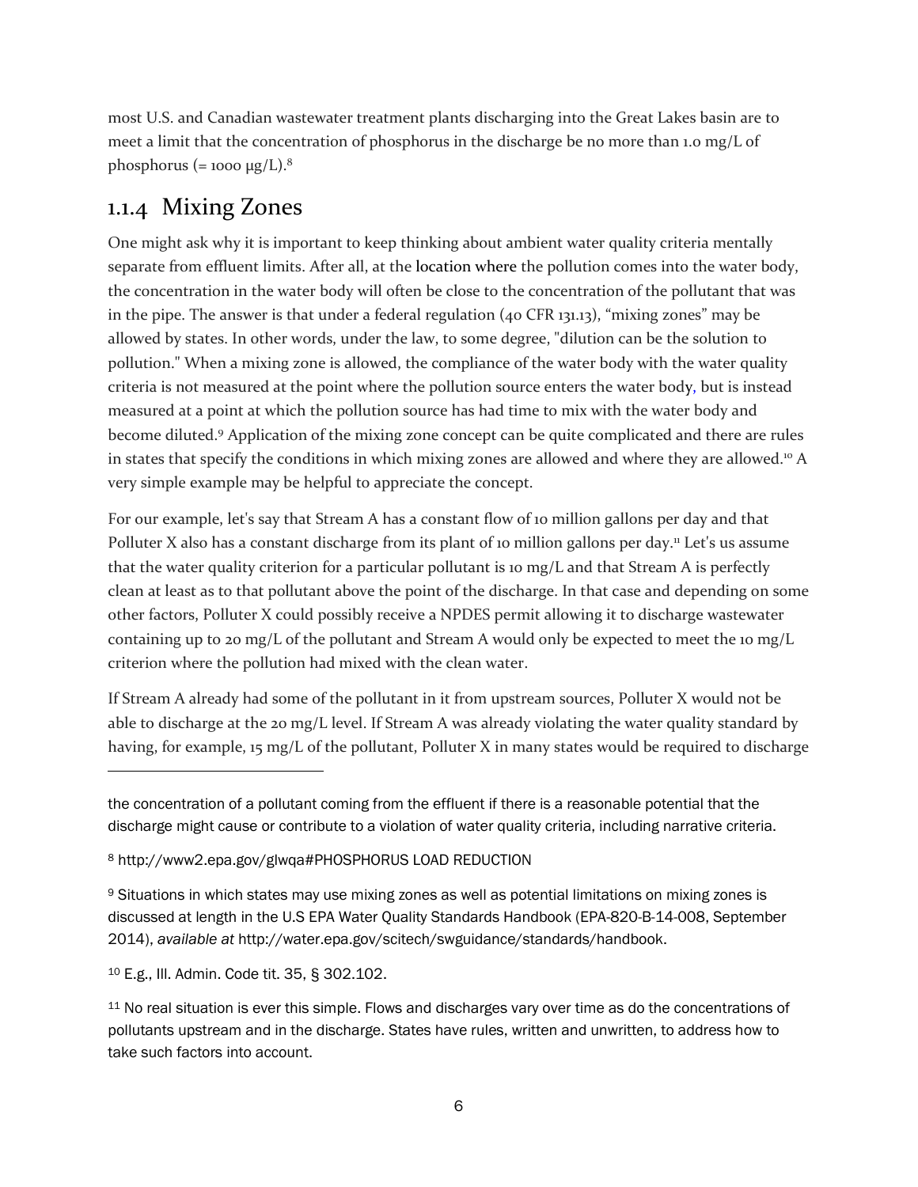most U.S. and Canadian wastewater treatment plants discharging into the Great Lakes basin are to meet a limit that the concentration of phosphorus in the discharge be no more than 1.0 mg/L of phosphorus (= 1000 µg/L).[8]

### 1.1.4 Mixing Zones

One might ask why it is important to keep thinking about ambient water quality criteria mentally separate from effluent limits. After all, at the location where the pollution comes into the water body, the concentration in the water body will often be close to the concentration of the pollutant that was in the pipe. The answer is that under a federal regulation (40 CFR 131.13), "mixing zones" may be allowed by states. In other words, under the law, to some degree, "dilution can be the solution to pollution." When a mixing zone is allowed, the compliance of the water body with the water quality criteria is not measured at the point where the pollution source enters the water body, but is instead measured at a point at which the pollution source has had time to mix with the water body and become diluted.[9] Application of the mixing zone concept can be quite complicated and there are rules in states that specify the conditions in which mixing zones are allowed and where they are allowed.[10] A very simple example may be helpful to appreciate the concept.

For our example, let's say that Stream A has a constant flow of 10 million gallons per day and that Polluter X also has a constant discharge from its plant of 10 million gallons per day.[11] Let's us assume that the water quality criterion for a particular pollutant is 10 mg/L and that Stream A is perfectly clean at least as to that pollutant above the point of the discharge. In that case and depending on some other factors, Polluter X could possibly receive a NPDES permit allowing it to discharge wastewater containing up to 20 mg/L of the pollutant and Stream A would only be expected to meet the 10 mg/L criterion where the pollution had mixed with the clean water.

If Stream A already had some of the pollutant in it from upstream sources, Polluter X would not be able to discharge at the 20 mg/L level. If Stream A was already violating the water quality standard by having, for example, 15 mg/L of the pollutant, Polluter X in many states would be required to discharge

---

the concentration of a pollutant coming from the effluent if there is a reasonable potential that the discharge might cause or contribute to a violation of water quality criteria, including narrative criteria.

[8] http://www2.epa.gov/glwqa#PHOSPHORUS LOAD REDUCTION

[9] Situations in which states may use mixing zones as well as potential limitations on mixing zones is discussed at length in the U.S EPA Water Quality Standards Handbook (EPA-820-B-14-008, September 2014), *available at* http://water.epa.gov/scitech/swguidance/standards/handbook.

[10] E.g., Ill. Admin. Code tit. 35, § 302.102.

[11] No real situation is ever this simple. Flows and discharges vary over time as do the concentrations of pollutants upstream and in the discharge. States have rules, written and unwritten, to address how to take such factors into account.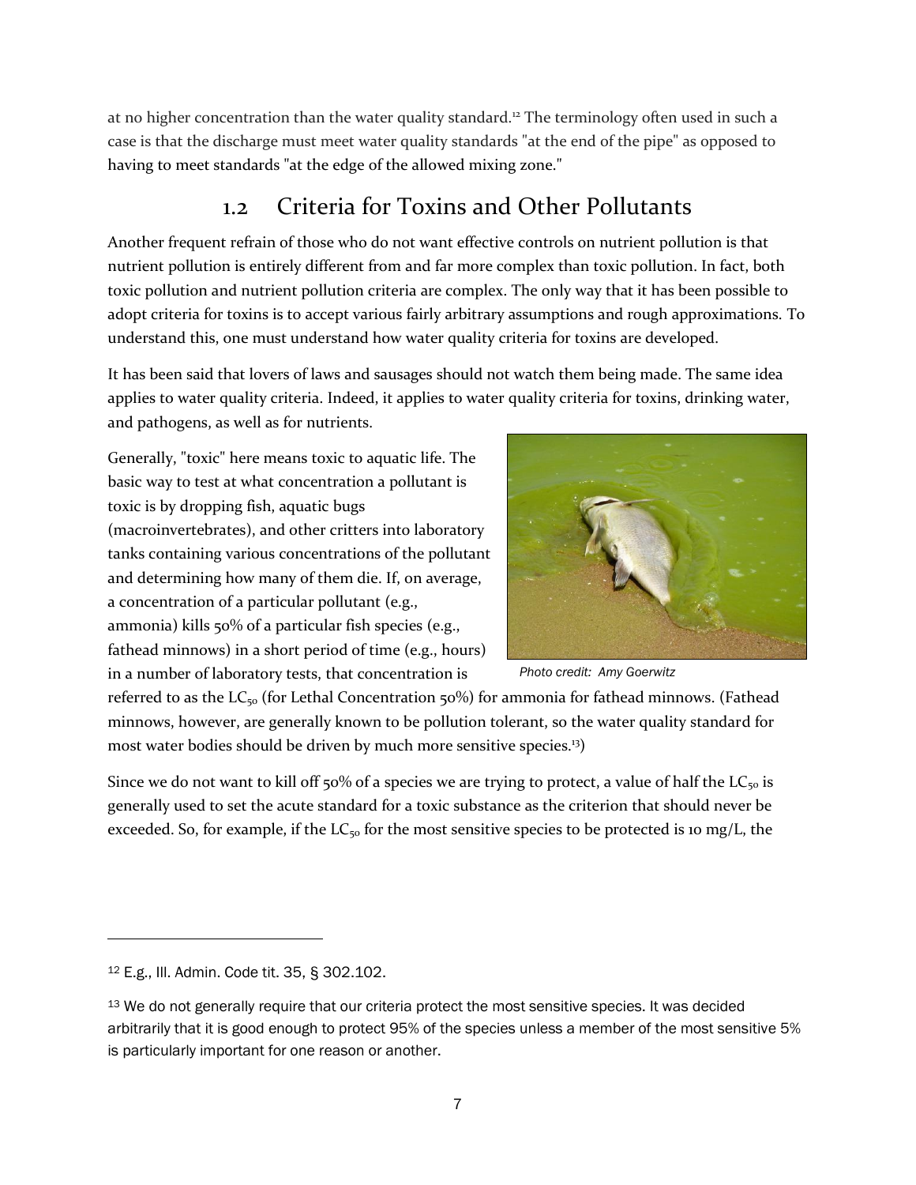at no higher concentration than the water quality standard.[12] The terminology often used in such a case is that the discharge must meet water quality standards "at the end of the pipe" as opposed to having to meet standards "at the edge of the allowed mixing zone."

## 1.2 Criteria for Toxins and Other Pollutants

Another frequent refrain of those who do not want effective controls on nutrient pollution is that nutrient pollution is entirely different from and far more complex than toxic pollution. In fact, both toxic pollution and nutrient pollution criteria are complex. The only way that it has been possible to adopt criteria for toxins is to accept various fairly arbitrary assumptions and rough approximations. To understand this, one must understand how water quality criteria for toxins are developed.

It has been said that lovers of laws and sausages should not watch them being made. The same idea applies to water quality criteria. Indeed, it applies to water quality criteria for toxins, drinking water, and pathogens, as well as for nutrients.

Generally, "toxic" here means toxic to aquatic life. The basic way to test at what concentration a pollutant is toxic is by dropping fish, aquatic bugs (macroinvertebrates), and other critters into laboratory tanks containing various concentrations of the pollutant and determining how many of them die. If, on average, a concentration of a particular pollutant (e.g., ammonia) kills 50% of a particular fish species (e.g., fathead minnows) in a short period of time (e.g., hours) in a number of laboratory tests, that concentration is referred to as the $LC_{50}$ (for Lethal Concentration 50%) for ammonia for fathead minnows. (Fathead minnows, however, are generally known to be pollution tolerant, so the water quality standard for most water bodies should be driven by much more sensitive species.[13])

*Photo credit: Amy Goerwitz*

Since we do not want to kill off 50% of a species we are trying to protect, a value of half the $LC_{50}$ is generally used to set the acute standard for a toxic substance as the criterion that should never be exceeded. So, for example, if the $LC_{50}$ for the most sensitive species to be protected is 10 mg/L, the

---

[12] E.g., Ill. Admin. Code tit. 35, § 302.102.

[13] We do not generally require that our criteria protect the most sensitive species. It was decided arbitrarily that it is good enough to protect 95% of the species unless a member of the most sensitive 5% is particularly important for one reason or another.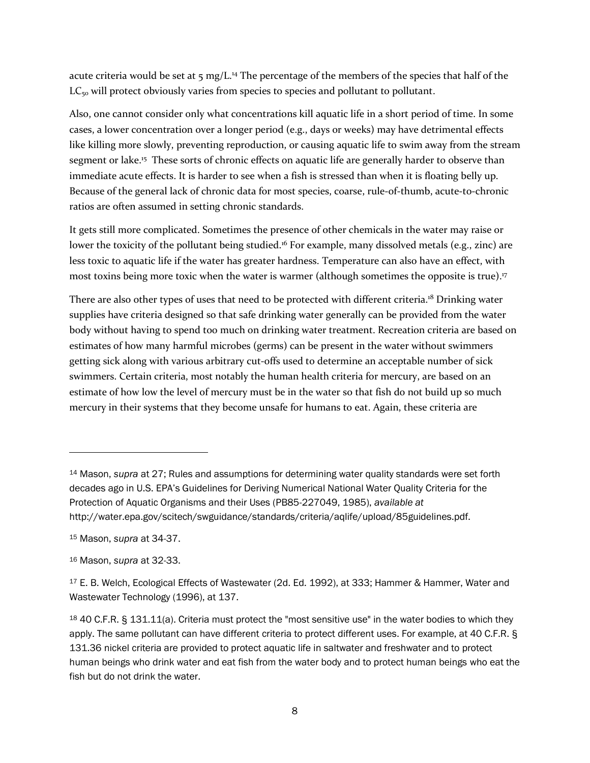acute criteria would be set at 5 mg/L.[14] The percentage of the members of the species that half of the $LC_{50}$ will protect obviously varies from species to species and pollutant to pollutant.

Also, one cannot consider only what concentrations kill aquatic life in a short period of time. In some cases, a lower concentration over a longer period (e.g., days or weeks) may have detrimental effects like killing more slowly, preventing reproduction, or causing aquatic life to swim away from the stream segment or lake.[15] These sorts of chronic effects on aquatic life are generally harder to observe than immediate acute effects. It is harder to see when a fish is stressed than when it is floating belly up. Because of the general lack of chronic data for most species, coarse, rule-of-thumb, acute-to-chronic ratios are often assumed in setting chronic standards.

It gets still more complicated. Sometimes the presence of other chemicals in the water may raise or lower the toxicity of the pollutant being studied.[16] For example, many dissolved metals (e.g., zinc) are less toxic to aquatic life if the water has greater hardness. Temperature can also have an effect, with most toxins being more toxic when the water is warmer (although sometimes the opposite is true).[17]

There are also other types of uses that need to be protected with different criteria.[18] Drinking water supplies have criteria designed so that safe drinking water generally can be provided from the water body without having to spend too much on drinking water treatment. Recreation criteria are based on estimates of how many harmful microbes (germs) can be present in the water without swimmers getting sick along with various arbitrary cut-offs used to determine an acceptable number of sick swimmers. Certain criteria, most notably the human health criteria for mercury, are based on an estimate of how low the level of mercury must be in the water so that fish do not build up so much mercury in their systems that they become unsafe for humans to eat. Again, these criteria are

---

[14] Mason, *supra* at 27; Rules and assumptions for determining water quality standards were set forth decades ago in U.S. EPA's Guidelines for Deriving Numerical National Water Quality Criteria for the Protection of Aquatic Organisms and their Uses (PB85-227049, 1985), *available at* http://water.epa.gov/scitech/swguidance/standards/criteria/aqlife/upload/85guidelines.pdf.

[15] Mason, *supra* at 34-37.

[16] Mason, *supra* at 32-33.

[17] E. B. Welch, Ecological Effects of Wastewater (2d. Ed. 1992), at 333; Hammer & Hammer, Water and Wastewater Technology (1996), at 137.

[18] 40 C.F.R. § 131.11(a). Criteria must protect the "most sensitive use" in the water bodies to which they apply. The same pollutant can have different criteria to protect different uses. For example, at 40 C.F.R. § 131.36 nickel criteria are provided to protect aquatic life in saltwater and freshwater and to protect human beings who drink water and eat fish from the water body and to protect human beings who eat the fish but do not drink the water.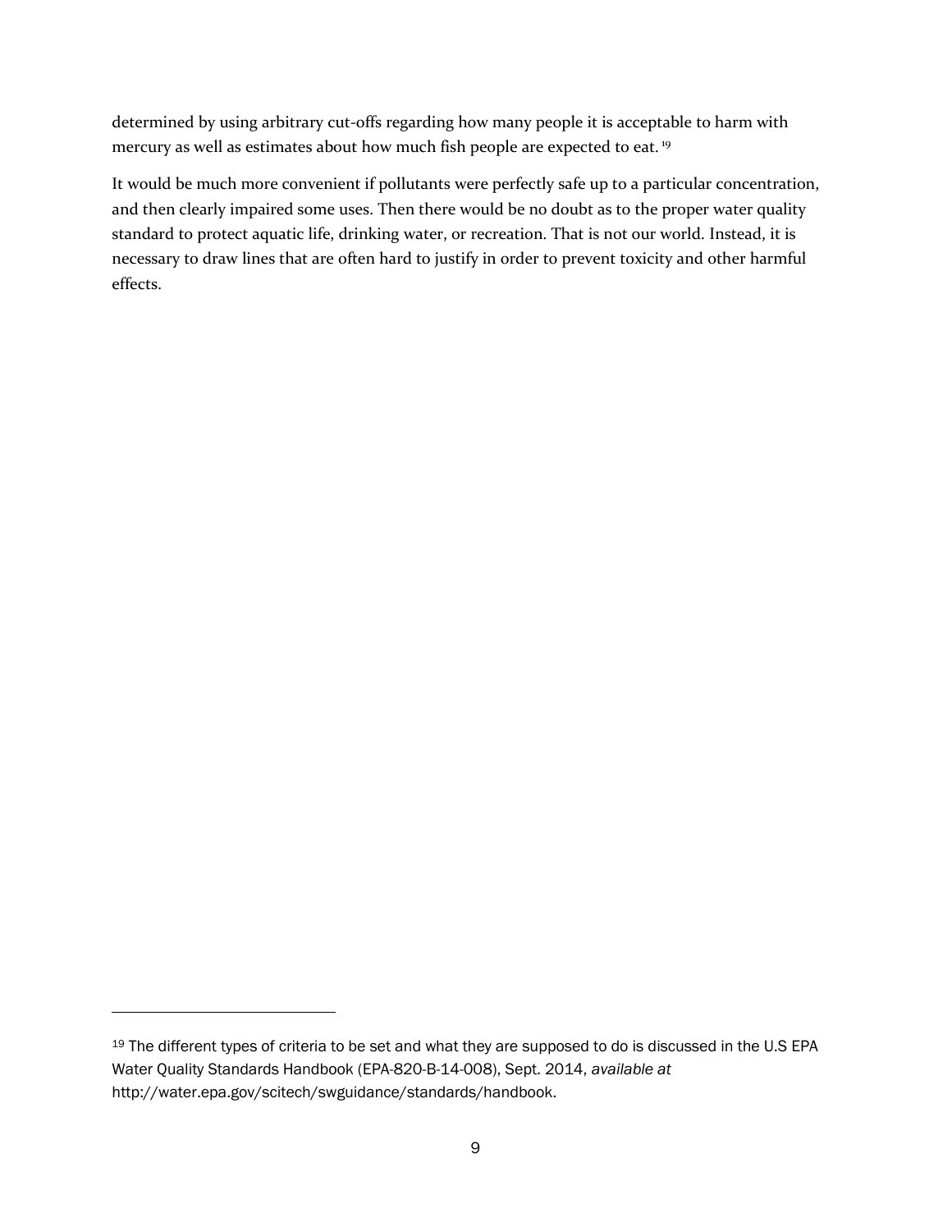determined by using arbitrary cut-offs regarding how many people it is acceptable to harm with mercury as well as estimates about how much fish people are expected to eat.[19]

It would be much more convenient if pollutants were perfectly safe up to a particular concentration, and then clearly impaired some uses. Then there would be no doubt as to the proper water quality standard to protect aquatic life, drinking water, or recreation. That is not our world. Instead, it is necessary to draw lines that are often hard to justify in order to prevent toxicity and other harmful effects.

---

[19] The different types of criteria to be set and what they are supposed to do is discussed in the U.S EPA Water Quality Standards Handbook (EPA-820-B-14-008), Sept. 2014, *available at* http://water.epa.gov/scitech/swguidance/standards/handbook.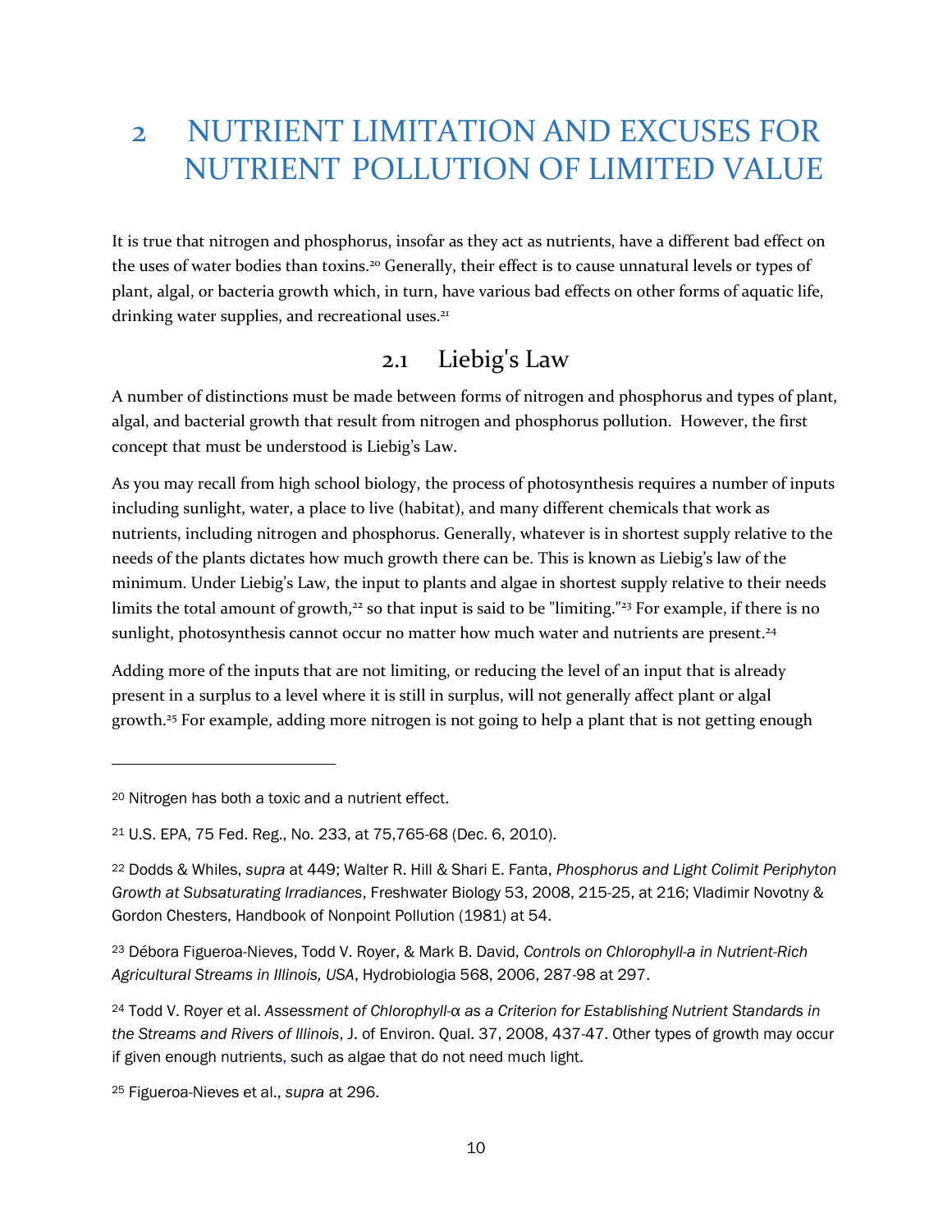# 2 NUTRIENT LIMITATION AND EXCUSES FOR NUTRIENT POLLUTION OF LIMITED VALUE

It is true that nitrogen and phosphorus, insofar as they act as nutrients, have a different bad effect on the uses of water bodies than toxins.[20] Generally, their effect is to cause unnatural levels or types of plant, algal, or bacteria growth which, in turn, have various bad effects on other forms of aquatic life, drinking water supplies, and recreational uses.[21]

## 2.1 Liebig's Law

A number of distinctions must be made between forms of nitrogen and phosphorus and types of plant, algal, and bacterial growth that result from nitrogen and phosphorus pollution. However, the first concept that must be understood is Liebig's Law.

As you may recall from high school biology, the process of photosynthesis requires a number of inputs including sunlight, water, a place to live (habitat), and many different chemicals that work as nutrients, including nitrogen and phosphorus. Generally, whatever is in shortest supply relative to the needs of the plants dictates how much growth there can be. This is known as Liebig's law of the minimum. Under Liebig's Law, the input to plants and algae in shortest supply relative to their needs limits the total amount of growth,[22] so that input is said to be "limiting."[23] For example, if there is no sunlight, photosynthesis cannot occur no matter how much water and nutrients are present.[24]

Adding more of the inputs that are not limiting, or reducing the level of an input that is already present in a surplus to a level where it is still in surplus, will not generally affect plant or algal growth.[25] For example, adding more nitrogen is not going to help a plant that is not getting enough

---

[20] Nitrogen has both a toxic and a nutrient effect.

[21] U.S. EPA, 75 Fed. Reg., No. 233, at 75,765-68 (Dec. 6, 2010).

[22] Dodds & Whiles, *supra* at 449; Walter R. Hill & Shari E. Fanta, *Phosphorus and Light Colimit Periphyton Growth at Subsaturating Irradiances*, Freshwater Biology 53, 2008, 215-25, at 216; Vladimir Novotny & Gordon Chesters, Handbook of Nonpoint Pollution (1981) at 54.

[23] Débora Figueroa-Nieves, Todd V. Royer, & Mark B. David, *Controls on Chlorophyll-a in Nutrient-Rich Agricultural Streams in Illinois, USA*, Hydrobiologia 568, 2006, 287-98 at 297.

[24] Todd V. Royer et al. *Assessment of Chlorophyll-α as a Criterion for Establishing Nutrient Standards in the Streams and Rivers of Illinois*, J. of Environ. Qual. 37, 2008, 437-47. Other types of growth may occur if given enough nutrients, such as algae that do not need much light.

[25] Figueroa-Nieves et al., *supra* at 296.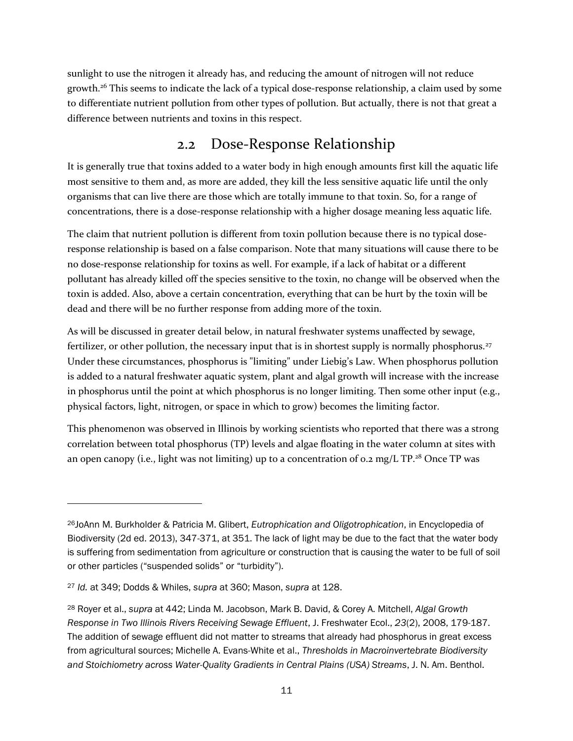sunlight to use the nitrogen it already has, and reducing the amount of nitrogen will not reduce growth.[26] This seems to indicate the lack of a typical dose-response relationship, a claim used by some to differentiate nutrient pollution from other types of pollution. But actually, there is not that great a difference between nutrients and toxins in this respect.

## 2.2 Dose-Response Relationship

It is generally true that toxins added to a water body in high enough amounts first kill the aquatic life most sensitive to them and, as more are added, they kill the less sensitive aquatic life until the only organisms that can live there are those which are totally immune to that toxin. So, for a range of concentrations, there is a dose-response relationship with a higher dosage meaning less aquatic life.

The claim that nutrient pollution is different from toxin pollution because there is no typical dose-response relationship is based on a false comparison. Note that many situations will cause there to be no dose-response relationship for toxins as well. For example, if a lack of habitat or a different pollutant has already killed off the species sensitive to the toxin, no change will be observed when the toxin is added. Also, above a certain concentration, everything that can be hurt by the toxin will be dead and there will be no further response from adding more of the toxin.

As will be discussed in greater detail below, in natural freshwater systems unaffected by sewage, fertilizer, or other pollution, the necessary input that is in shortest supply is normally phosphorus.[27] Under these circumstances, phosphorus is "limiting" under Liebig's Law. When phosphorus pollution is added to a natural freshwater aquatic system, plant and algal growth will increase with the increase in phosphorus until the point at which phosphorus is no longer limiting. Then some other input (e.g., physical factors, light, nitrogen, or space in which to grow) becomes the limiting factor.

This phenomenon was observed in Illinois by working scientists who reported that there was a strong correlation between total phosphorus (TP) levels and algae floating in the water column at sites with an open canopy (i.e., light was not limiting) up to a concentration of 0.2 mg/L TP.[28] Once TP was

---

[26] JoAnn M. Burkholder & Patricia M. Glibert, *Eutrophication and Oligotrophication*, in Encyclopedia of Biodiversity (2d ed. 2013), 347-371, at 351. The lack of light may be due to the fact that the water body is suffering from sedimentation from agriculture or construction that is causing the water to be full of soil or other particles ("suspended solids" or "turbidity").

[27] *Id.* at 349; Dodds & Whiles, *supra* at 360; Mason, *supra* at 128.

[28] Royer et al., *supra* at 442; Linda M. Jacobson, Mark B. David, & Corey A. Mitchell, *Algal Growth Response in Two Illinois Rivers Receiving Sewage Effluent*, J. Freshwater Ecol., *23*(2), 2008, 179-187. The addition of sewage effluent did not matter to streams that already had phosphorus in great excess from agricultural sources; Michelle A. Evans-White et al., *Thresholds in Macroinvertebrate Biodiversity and Stoichiometry across Water-Quality Gradients in Central Plains (USA) Streams*, J. N. Am. Benthol.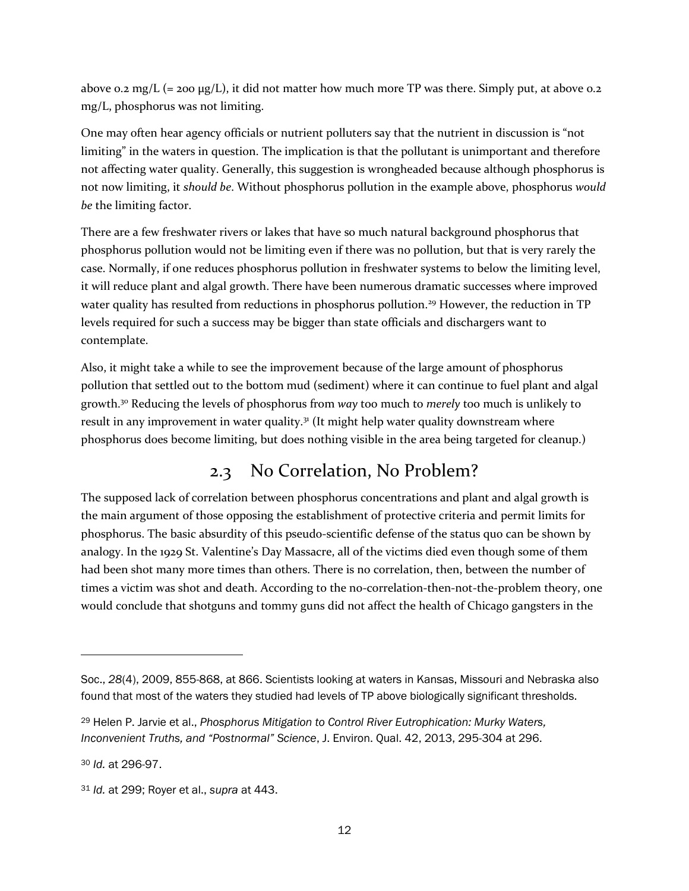above 0.2 mg/L (= 200 μg/L), it did not matter how much more TP was there. Simply put, at above 0.2 mg/L, phosphorus was not limiting.

One may often hear agency officials or nutrient polluters say that the nutrient in discussion is "not limiting" in the waters in question. The implication is that the pollutant is unimportant and therefore not affecting water quality. Generally, this suggestion is wrongheaded because although phosphorus is not now limiting, it *should be*. Without phosphorus pollution in the example above, phosphorus *would be* the limiting factor.

There are a few freshwater rivers or lakes that have so much natural background phosphorus that phosphorus pollution would not be limiting even if there was no pollution, but that is very rarely the case. Normally, if one reduces phosphorus pollution in freshwater systems to below the limiting level, it will reduce plant and algal growth. There have been numerous dramatic successes where improved water quality has resulted from reductions in phosphorus pollution.[29] However, the reduction in TP levels required for such a success may be bigger than state officials and dischargers want to contemplate.

Also, it might take a while to see the improvement because of the large amount of phosphorus pollution that settled out to the bottom mud (sediment) where it can continue to fuel plant and algal growth.[30] Reducing the levels of phosphorus from *way* too much to *merely* too much is unlikely to result in any improvement in water quality.[31] (It might help water quality downstream where phosphorus does become limiting, but does nothing visible in the area being targeted for cleanup.)

## 2.3 No Correlation, No Problem?

The supposed lack of correlation between phosphorus concentrations and plant and algal growth is the main argument of those opposing the establishment of protective criteria and permit limits for phosphorus. The basic absurdity of this pseudo-scientific defense of the status quo can be shown by analogy. In the 1929 St. Valentine's Day Massacre, all of the victims died even though some of them had been shot many more times than others. There is no correlation, then, between the number of times a victim was shot and death. According to the no-correlation-then-not-the-problem theory, one would conclude that shotguns and tommy guns did not affect the health of Chicago gangsters in the

---

Soc., *28*(4), 2009, 855-868, at 866. Scientists looking at waters in Kansas, Missouri and Nebraska also found that most of the waters they studied had levels of TP above biologically significant thresholds.

[29] Helen P. Jarvie et al., *Phosphorus Mitigation to Control River Eutrophication: Murky Waters, Inconvenient Truths, and "Postnormal" Science*, J. Environ. Qual. 42, 2013, 295-304 at 296.

[30] *Id.* at 296-97.

[31] *Id.* at 299; Royer et al., *supra* at 443.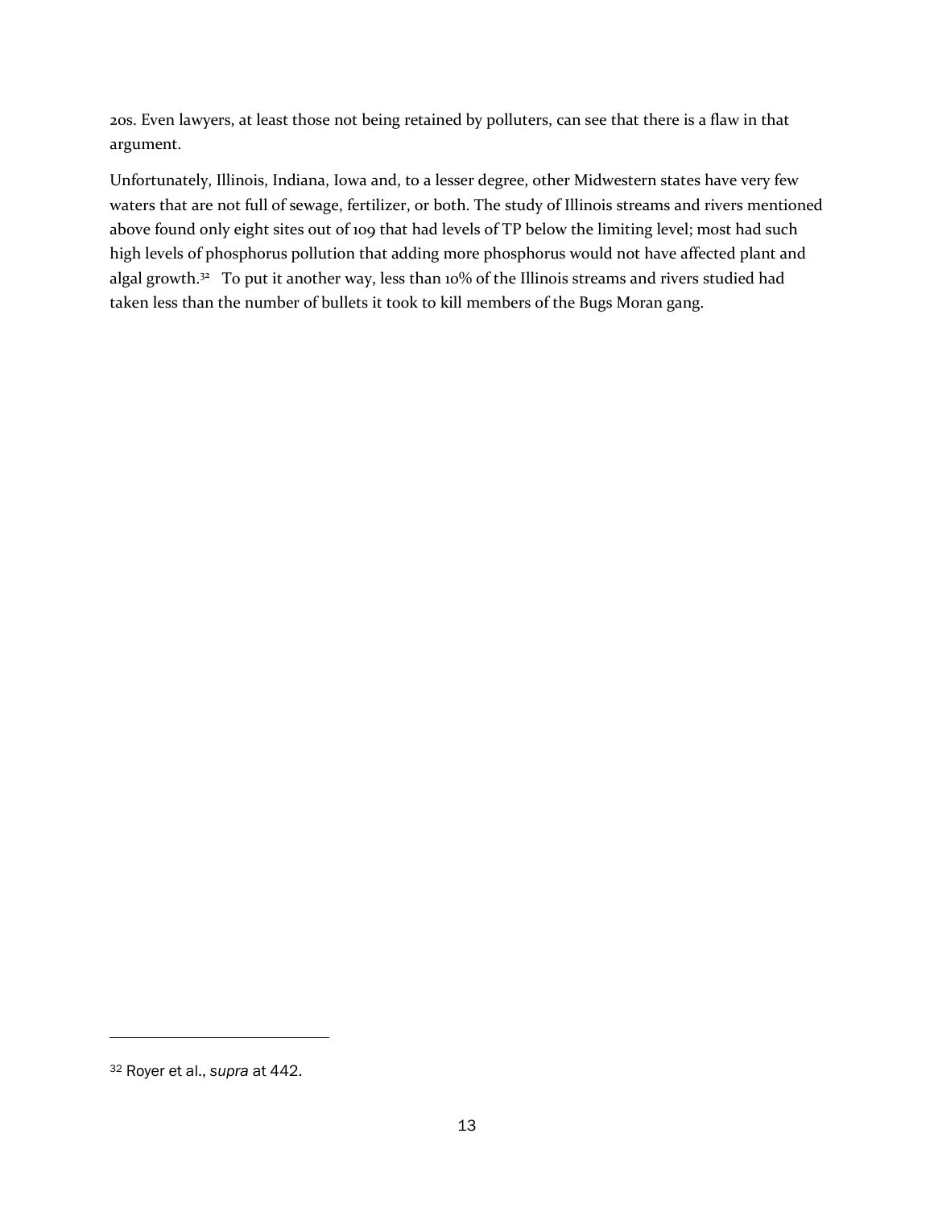20s. Even lawyers, at least those not being retained by polluters, can see that there is a flaw in that argument.

Unfortunately, Illinois, Indiana, Iowa and, to a lesser degree, other Midwestern states have very few waters that are not full of sewage, fertilizer, or both. The study of Illinois streams and rivers mentioned above found only eight sites out of 109 that had levels of TP below the limiting level; most had such high levels of phosphorus pollution that adding more phosphorus would not have affected plant and algal growth.[32] To put it another way, less than 10% of the Illinois streams and rivers studied had taken less than the number of bullets it took to kill members of the Bugs Moran gang.

---

[32] Royer et al., *supra* at 442.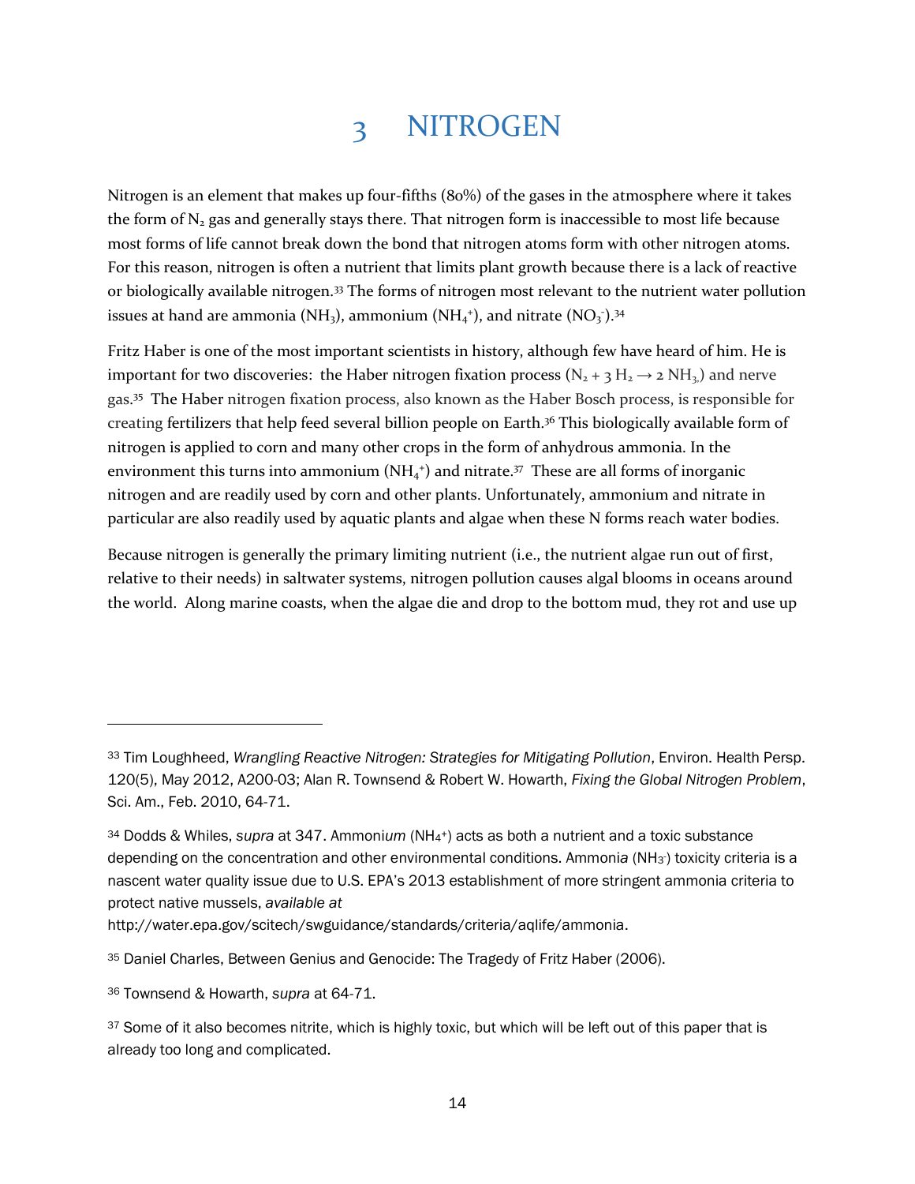# 3 NITROGEN

Nitrogen is an element that makes up four-fifths (80%) of the gases in the atmosphere where it takes the form of $N_2$ gas and generally stays there. That nitrogen form is inaccessible to most life because most forms of life cannot break down the bond that nitrogen atoms form with other nitrogen atoms. For this reason, nitrogen is often a nutrient that limits plant growth because there is a lack of reactive or biologically available nitrogen.[33] The forms of nitrogen most relevant to the nutrient water pollution issues at hand are ammonia ($NH_3$), ammonium ($NH_4^+$), and nitrate ($NO_3^-$).[34]

Fritz Haber is one of the most important scientists in history, although few have heard of him. He is important for two discoveries: the Haber nitrogen fixation process ($N_2 + 3\,H_2 \rightarrow 2\,NH_3$) and nerve gas.[35] The Haber nitrogen fixation process, also known as the Haber Bosch process, is responsible for creating fertilizers that help feed several billion people on Earth.[36] This biologically available form of nitrogen is applied to corn and many other crops in the form of anhydrous ammonia. In the environment this turns into ammonium ($NH_4^+$) and nitrate.[37] These are all forms of inorganic nitrogen and are readily used by corn and other plants. Unfortunately, ammonium and nitrate in particular are also readily used by aquatic plants and algae when these N forms reach water bodies.

Because nitrogen is generally the primary limiting nutrient (i.e., the nutrient algae run out of first, relative to their needs) in saltwater systems, nitrogen pollution causes algal blooms in oceans around the world. Along marine coasts, when the algae die and drop to the bottom mud, they rot and use up

---

[33] Tim Loughheed, *Wrangling Reactive Nitrogen: Strategies for Mitigating Pollution*, Environ. Health Persp. 120(5), May 2012, A200-03; Alan R. Townsend & Robert W. Howarth, *Fixing the Global Nitrogen Problem*, Sci. Am., Feb. 2010, 64-71.

[34] Dodds & Whiles, *supra* at 347. Ammoni*um* ($NH_4^+$) acts as both a nutrient and a toxic substance depending on the concentration and other environmental conditions. Ammoni*a* ($NH_3^-$) toxicity criteria is a nascent water quality issue due to U.S. EPA's 2013 establishment of more stringent ammonia criteria to protect native mussels, *available at* http://water.epa.gov/scitech/swguidance/standards/criteria/aqlife/ammonia.

[35] Daniel Charles, Between Genius and Genocide: The Tragedy of Fritz Haber (2006).

[36] Townsend & Howarth, *supra* at 64-71.

[37] Some of it also becomes nitrite, which is highly toxic, but which will be left out of this paper that is already too long and complicated.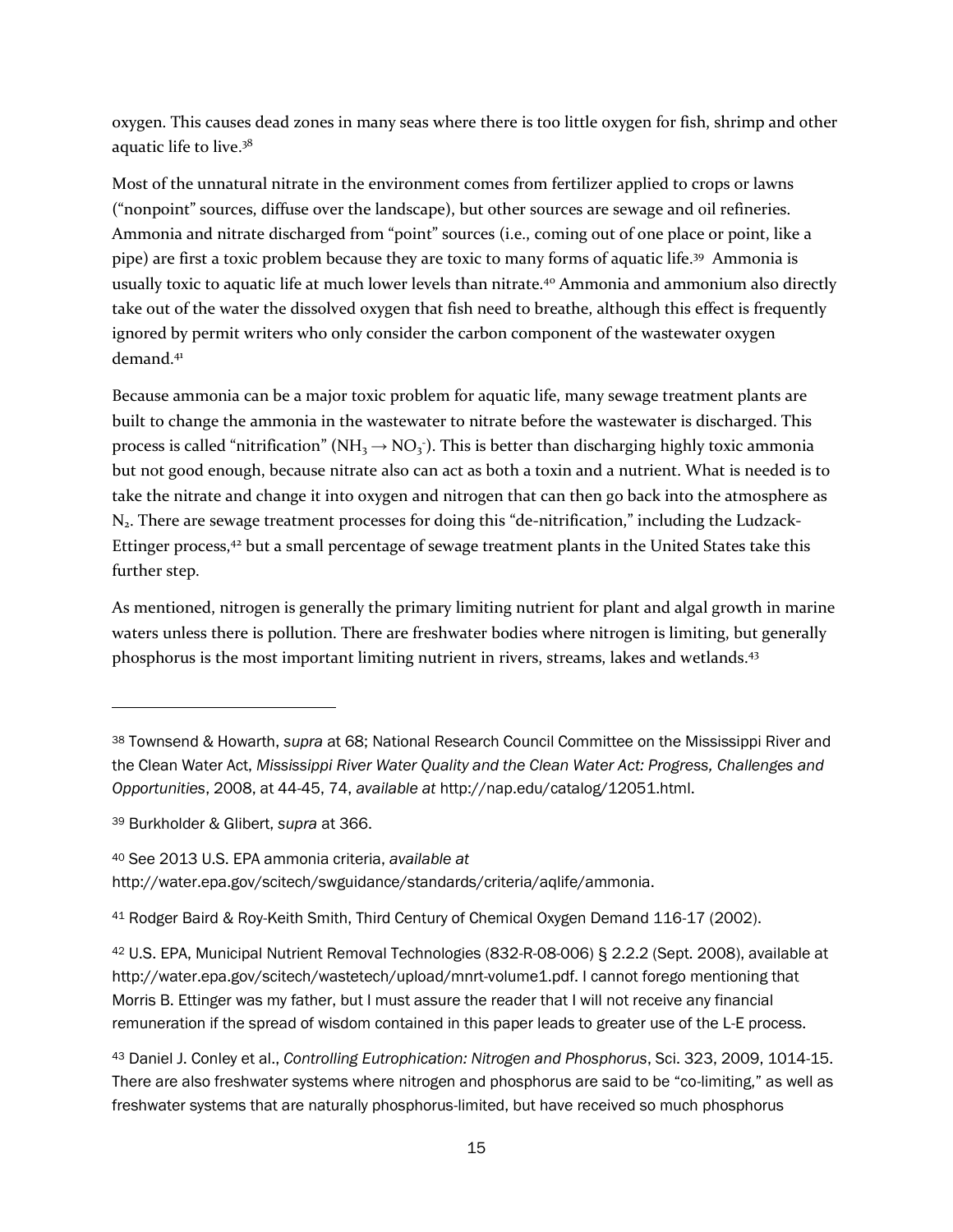oxygen. This causes dead zones in many seas where there is too little oxygen for fish, shrimp and other aquatic life to live.[38]

Most of the unnatural nitrate in the environment comes from fertilizer applied to crops or lawns ("nonpoint" sources, diffuse over the landscape), but other sources are sewage and oil refineries. Ammonia and nitrate discharged from "point" sources (i.e., coming out of one place or point, like a pipe) are first a toxic problem because they are toxic to many forms of aquatic life.[39] Ammonia is usually toxic to aquatic life at much lower levels than nitrate.[40] Ammonia and ammonium also directly take out of the water the dissolved oxygen that fish need to breathe, although this effect is frequently ignored by permit writers who only consider the carbon component of the wastewater oxygen demand.[41]

Because ammonia can be a major toxic problem for aquatic life, many sewage treatment plants are built to change the ammonia in the wastewater to nitrate before the wastewater is discharged. This process is called "nitrification" ($NH_3 \rightarrow NO_3^-$). This is better than discharging highly toxic ammonia but not good enough, because nitrate also can act as both a toxin and a nutrient. What is needed is to take the nitrate and change it into oxygen and nitrogen that can then go back into the atmosphere as $N_2$. There are sewage treatment processes for doing this "de-nitrification," including the Ludzack-Ettinger process,[42] but a small percentage of sewage treatment plants in the United States take this further step.

As mentioned, nitrogen is generally the primary limiting nutrient for plant and algal growth in marine waters unless there is pollution. There are freshwater bodies where nitrogen is limiting, but generally phosphorus is the most important limiting nutrient in rivers, streams, lakes and wetlands.[43]

---

[38] Townsend & Howarth, *supra* at 68; National Research Council Committee on the Mississippi River and the Clean Water Act, *Mississippi River Water Quality and the Clean Water Act: Progress, Challenges and Opportunities*, 2008, at 44-45, 74, *available at* http://nap.edu/catalog/12051.html.

[39] Burkholder & Glibert, *supra* at 366.

[40] See 2013 U.S. EPA ammonia criteria, *available at* http://water.epa.gov/scitech/swguidance/standards/criteria/aqlife/ammonia.

[41] Rodger Baird & Roy-Keith Smith, Third Century of Chemical Oxygen Demand 116-17 (2002).

[42] U.S. EPA, Municipal Nutrient Removal Technologies (832-R-08-006) § 2.2.2 (Sept. 2008), available at http://water.epa.gov/scitech/wastetech/upload/mnrt-volume1.pdf. I cannot forego mentioning that Morris B. Ettinger was my father, but I must assure the reader that I will not receive any financial remuneration if the spread of wisdom contained in this paper leads to greater use of the L-E process.

[43] Daniel J. Conley et al., *Controlling Eutrophication: Nitrogen and Phosphorus*, Sci. 323, 2009, 1014-15. There are also freshwater systems where nitrogen and phosphorus are said to be "co-limiting," as well as freshwater systems that are naturally phosphorus-limited, but have received so much phosphorus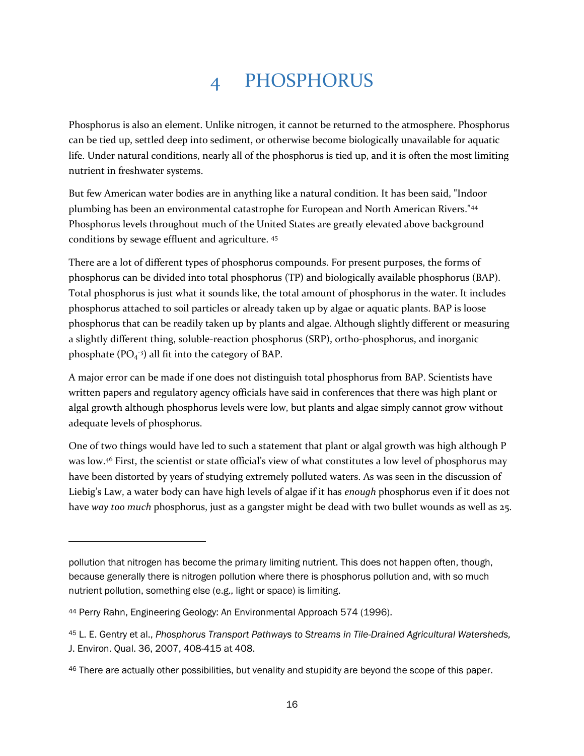# 4 PHOSPHORUS

Phosphorus is also an element. Unlike nitrogen, it cannot be returned to the atmosphere. Phosphorus can be tied up, settled deep into sediment, or otherwise become biologically unavailable for aquatic life. Under natural conditions, nearly all of the phosphorus is tied up, and it is often the most limiting nutrient in freshwater systems.

But few American water bodies are in anything like a natural condition. It has been said, "Indoor plumbing has been an environmental catastrophe for European and North American Rivers."[44] Phosphorus levels throughout much of the United States are greatly elevated above background conditions by sewage effluent and agriculture. [45]

There are a lot of different types of phosphorus compounds. For present purposes, the forms of phosphorus can be divided into total phosphorus (TP) and biologically available phosphorus (BAP). Total phosphorus is just what it sounds like, the total amount of phosphorus in the water. It includes phosphorus attached to soil particles or already taken up by algae or aquatic plants. BAP is loose phosphorus that can be readily taken up by plants and algae. Although slightly different or measuring a slightly different thing, soluble-reaction phosphorus (SRP), ortho-phosphorus, and inorganic phosphate ($PO_4^{-3}$) all fit into the category of BAP.

A major error can be made if one does not distinguish total phosphorus from BAP. Scientists have written papers and regulatory agency officials have said in conferences that there was high plant or algal growth although phosphorus levels were low, but plants and algae simply cannot grow without adequate levels of phosphorus.

One of two things would have led to such a statement that plant or algal growth was high although P was low.[46] First, the scientist or state official's view of what constitutes a low level of phosphorus may have been distorted by years of studying extremely polluted waters. As was seen in the discussion of Liebig's Law, a water body can have high levels of algae if it has *enough* phosphorus even if it does not have *way too much* phosphorus, just as a gangster might be dead with two bullet wounds as well as 25.

---

pollution that nitrogen has become the primary limiting nutrient. This does not happen often, though, because generally there is nitrogen pollution where there is phosphorus pollution and, with so much nutrient pollution, something else (e.g., light or space) is limiting.

[44] Perry Rahn, Engineering Geology: An Environmental Approach 574 (1996).

[45] L. E. Gentry et al., *Phosphorus Transport Pathways to Streams in Tile-Drained Agricultural Watersheds,* J. Environ. Qual. 36, 2007, 408-415 at 408.

[46] There are actually other possibilities, but venality and stupidity are beyond the scope of this paper.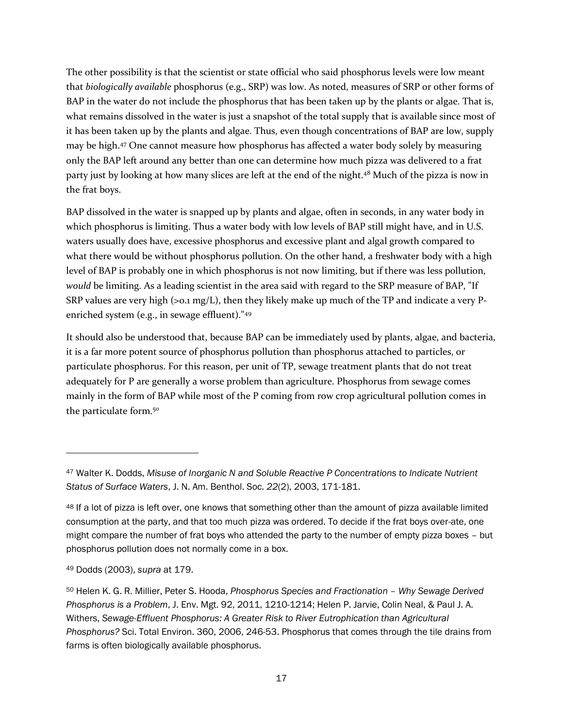The other possibility is that the scientist or state official who said phosphorus levels were low meant that *biologically available* phosphorus (e.g., SRP) was low. As noted, measures of SRP or other forms of BAP in the water do not include the phosphorus that has been taken up by the plants or algae. That is, what remains dissolved in the water is just a snapshot of the total supply that is available since most of it has been taken up by the plants and algae. Thus, even though concentrations of BAP are low, supply may be high.[47] One cannot measure how phosphorus has affected a water body solely by measuring only the BAP left around any better than one can determine how much pizza was delivered to a frat party just by looking at how many slices are left at the end of the night.[48] Much of the pizza is now in the frat boys.

BAP dissolved in the water is snapped up by plants and algae, often in seconds, in any water body in which phosphorus is limiting. Thus a water body with low levels of BAP still might have, and in U.S. waters usually does have, excessive phosphorus and excessive plant and algal growth compared to what there would be without phosphorus pollution. On the other hand, a freshwater body with a high level of BAP is probably one in which phosphorus is not now limiting, but if there was less pollution, *would* be limiting. As a leading scientist in the area said with regard to the SRP measure of BAP, "If SRP values are very high (>0.1 mg/L), then they likely make up much of the TP and indicate a very P-enriched system (e.g., in sewage effluent)."[49]

It should also be understood that, because BAP can be immediately used by plants, algae, and bacteria, it is a far more potent source of phosphorus pollution than phosphorus attached to particles, or particulate phosphorus. For this reason, per unit of TP, sewage treatment plants that do not treat adequately for P are generally a worse problem than agriculture. Phosphorus from sewage comes mainly in the form of BAP while most of the P coming from row crop agricultural pollution comes in the particulate form.[50]

---

[47] Walter K. Dodds, *Misuse of Inorganic N and Soluble Reactive P Concentrations to Indicate Nutrient Status of Surface Waters*, J. N. Am. Benthol. Soc. *22*(2), 2003, 171-181.

[48] If a lot of pizza is left over, one knows that something other than the amount of pizza available limited consumption at the party, and that too much pizza was ordered. To decide if the frat boys over-ate, one might compare the number of frat boys who attended the party to the number of empty pizza boxes – but phosphorus pollution does not normally come in a box.

[49] Dodds (2003), *supra* at 179.

[50] Helen K. G. R. Millier, Peter S. Hooda, *Phosphorus Species and Fractionation – Why Sewage Derived Phosphorus is a Problem*, J. Env. Mgt. 92, 2011, 1210-1214; Helen P. Jarvie, Colin Neal, & Paul J. A. Withers, *Sewage-Effluent Phosphorus: A Greater Risk to River Eutrophication than Agricultural Phosphorus?* Sci. Total Environ. 360, 2006, 246-53. Phosphorus that comes through the tile drains from farms is often biologically available phosphorus.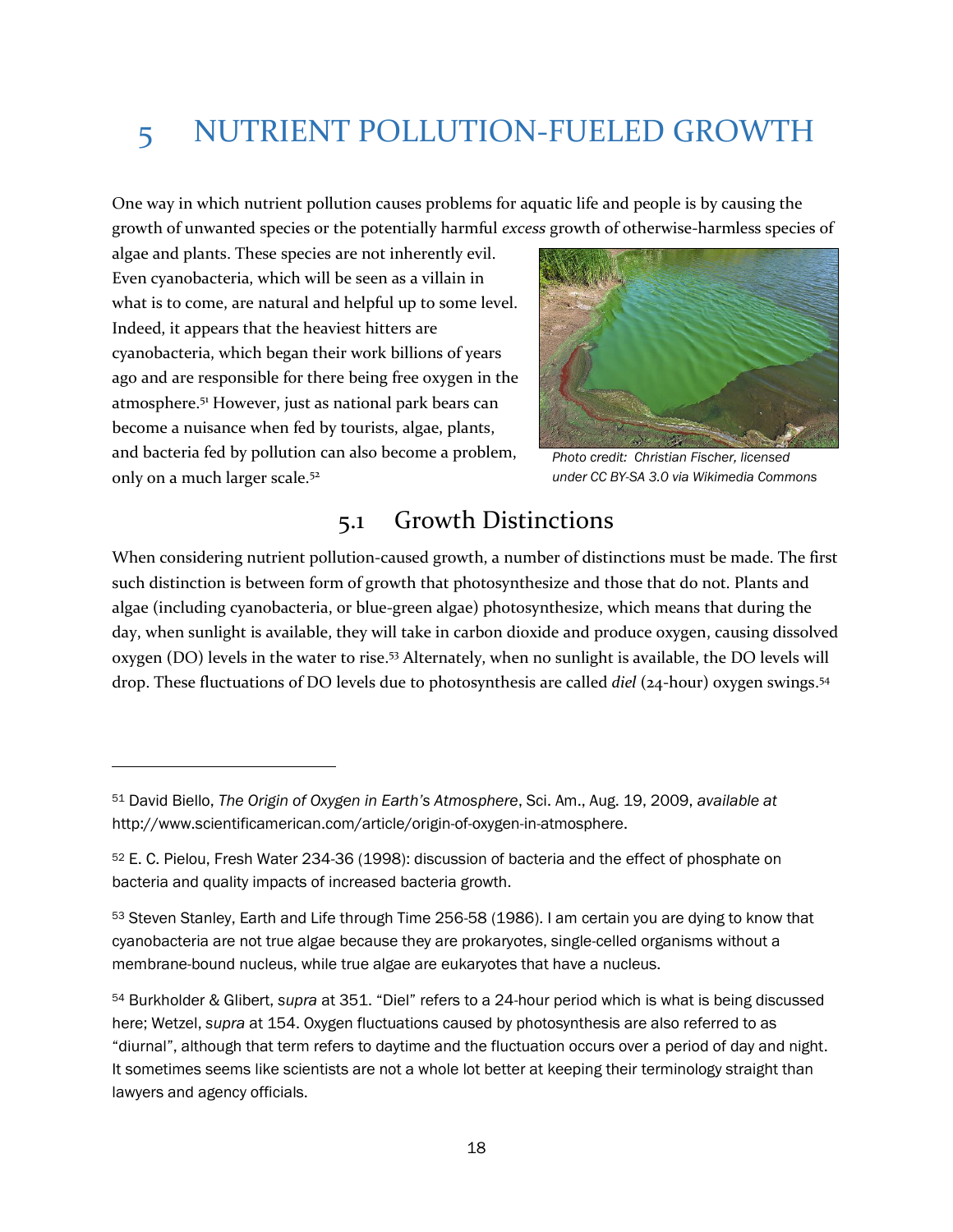# 5 NUTRIENT POLLUTION-FUELED GROWTH

One way in which nutrient pollution causes problems for aquatic life and people is by causing the growth of unwanted species or the potentially harmful *excess* growth of otherwise-harmless species of algae and plants. These species are not inherently evil. Even cyanobacteria, which will be seen as a villain in what is to come, are natural and helpful up to some level. Indeed, it appears that the heaviest hitters are cyanobacteria, which began their work billions of years ago and are responsible for there being free oxygen in the atmosphere.[51] However, just as national park bears can become a nuisance when fed by tourists, algae, plants, and bacteria fed by pollution can also become a problem, only on a much larger scale.[52]

*Photo credit: Christian Fischer, licensed under CC BY-SA 3.0 via Wikimedia Commons*

## 5.1 Growth Distinctions

When considering nutrient pollution-caused growth, a number of distinctions must be made. The first such distinction is between form of growth that photosynthesize and those that do not. Plants and algae (including cyanobacteria, or blue-green algae) photosynthesize, which means that during the day, when sunlight is available, they will take in carbon dioxide and produce oxygen, causing dissolved oxygen (DO) levels in the water to rise.[53] Alternately, when no sunlight is available, the DO levels will drop. These fluctuations of DO levels due to photosynthesis are called *diel* (24-hour) oxygen swings.[54]

---

[51] David Biello, *The Origin of Oxygen in Earth's Atmosphere*, Sci. Am., Aug. 19, 2009, *available at* http://www.scientificamerican.com/article/origin-of-oxygen-in-atmosphere.

[52] E. C. Pielou, Fresh Water 234-36 (1998): discussion of bacteria and the effect of phosphate on bacteria and quality impacts of increased bacteria growth.

[53] Steven Stanley, Earth and Life through Time 256-58 (1986). I am certain you are dying to know that cyanobacteria are not true algae because they are prokaryotes, single-celled organisms without a membrane-bound nucleus, while true algae are eukaryotes that have a nucleus.

[54] Burkholder & Glibert, *supra* at 351. "Diel" refers to a 24-hour period which is what is being discussed here; Wetzel, *supra* at 154. Oxygen fluctuations caused by photosynthesis are also referred to as "diurnal", although that term refers to daytime and the fluctuation occurs over a period of day and night. It sometimes seems like scientists are not a whole lot better at keeping their terminology straight than lawyers and agency officials.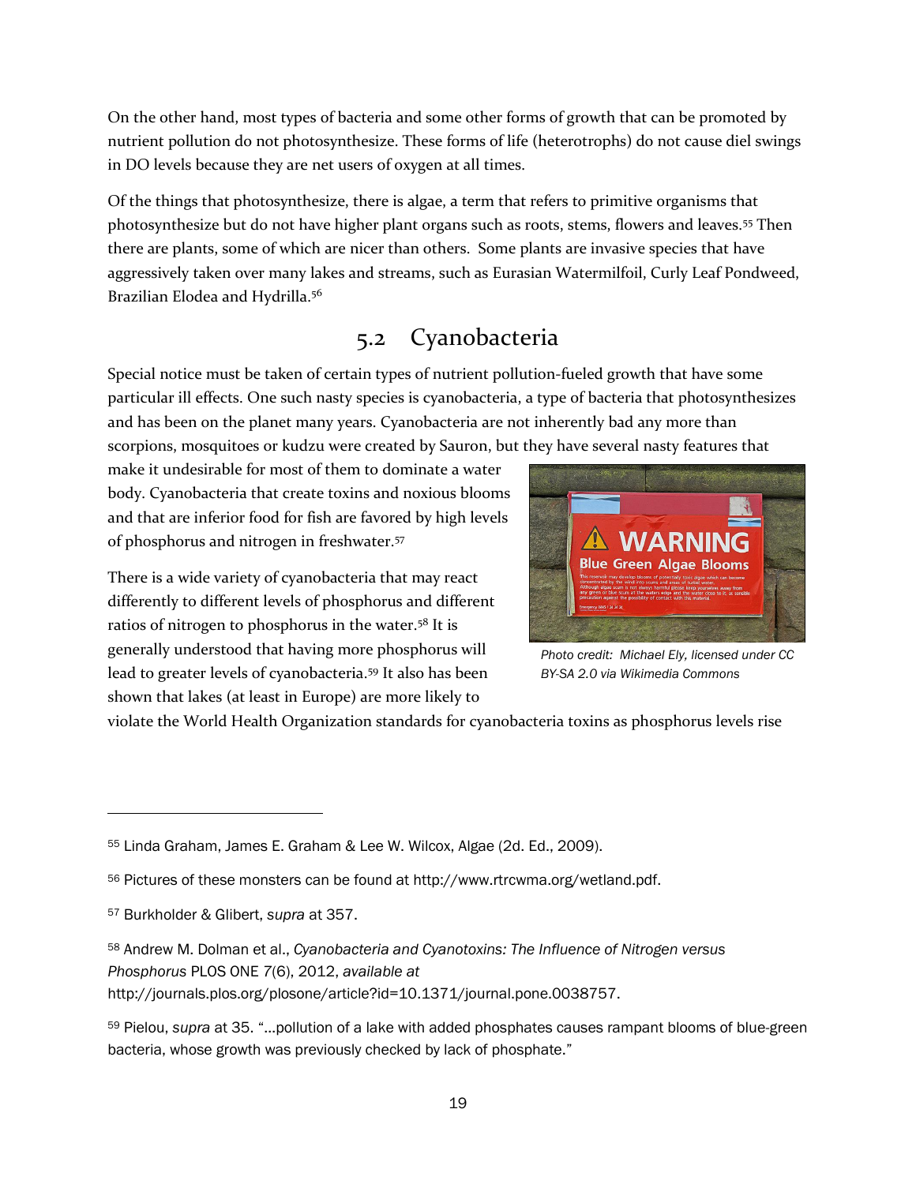On the other hand, most types of bacteria and some other forms of growth that can be promoted by nutrient pollution do not photosynthesize. These forms of life (heterotrophs) do not cause diel swings in DO levels because they are net users of oxygen at all times.

Of the things that photosynthesize, there is algae, a term that refers to primitive organisms that photosynthesize but do not have higher plant organs such as roots, stems, flowers and leaves.[55] Then there are plants, some of which are nicer than others. Some plants are invasive species that have aggressively taken over many lakes and streams, such as Eurasian Watermilfoil, Curly Leaf Pondweed, Brazilian Elodea and Hydrilla.[56]

## 5.2 Cyanobacteria

Special notice must be taken of certain types of nutrient pollution-fueled growth that have some particular ill effects. One such nasty species is cyanobacteria, a type of bacteria that photosynthesizes and has been on the planet many years. Cyanobacteria are not inherently bad any more than scorpions, mosquitoes or kudzu were created by Sauron, but they have several nasty features that make it undesirable for most of them to dominate a water body. Cyanobacteria that create toxins and noxious blooms and that are inferior food for fish are favored by high levels of phosphorus and nitrogen in freshwater.[57]

*Photo credit: Michael Ely, licensed under CC BY-SA 2.0 via Wikimedia Commons*

There is a wide variety of cyanobacteria that may react differently to different levels of phosphorus and different ratios of nitrogen to phosphorus in the water.[58] It is generally understood that having more phosphorus will lead to greater levels of cyanobacteria.[59] It also has been shown that lakes (at least in Europe) are more likely to violate the World Health Organization standards for cyanobacteria toxins as phosphorus levels rise

---

[55] Linda Graham, James E. Graham & Lee W. Wilcox, Algae (2d. Ed., 2009).

[56] Pictures of these monsters can be found at http://www.rtrcwma.org/wetland.pdf.

[57] Burkholder & Glibert, *supra* at 357.

[58] Andrew M. Dolman et al., *Cyanobacteria and Cyanotoxins: The Influence of Nitrogen versus Phosphorus* PLOS ONE 7(6), 2012, *available at* http://journals.plos.org/plosone/article?id=10.1371/journal.pone.0038757.

[59] Pielou, *supra* at 35. "…pollution of a lake with added phosphates causes rampant blooms of blue-green bacteria, whose growth was previously checked by lack of phosphate."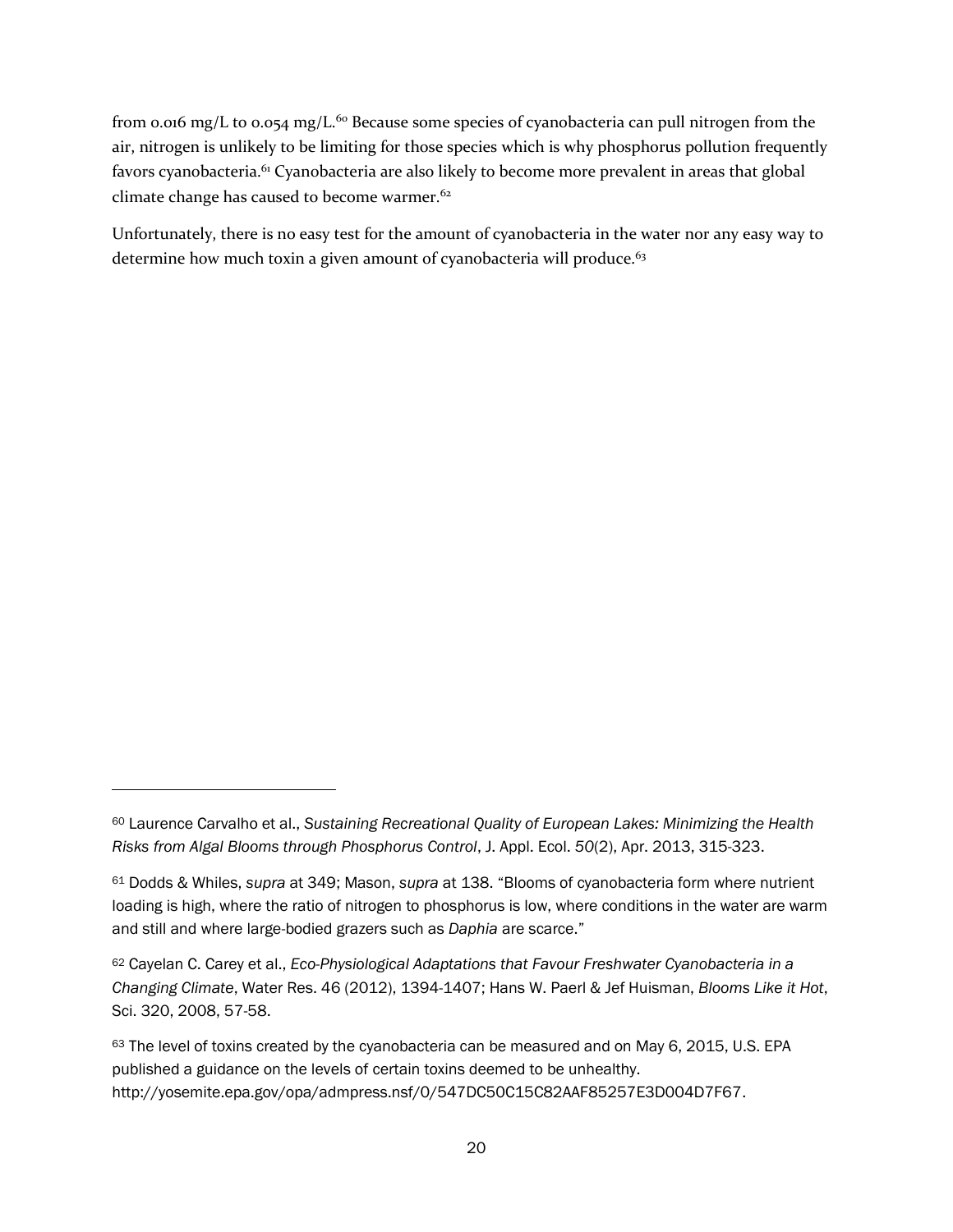from 0.016 mg/L to 0.054 mg/L.[60] Because some species of cyanobacteria can pull nitrogen from the air, nitrogen is unlikely to be limiting for those species which is why phosphorus pollution frequently favors cyanobacteria.[61] Cyanobacteria are also likely to become more prevalent in areas that global climate change has caused to become warmer.[62]

Unfortunately, there is no easy test for the amount of cyanobacteria in the water nor any easy way to determine how much toxin a given amount of cyanobacteria will produce.[63]

---

[60] Laurence Carvalho et al., *Sustaining Recreational Quality of European Lakes: Minimizing the Health Risks from Algal Blooms through Phosphorus Control*, J. Appl. Ecol. *50*(2), Apr. 2013, 315-323.

[61] Dodds & Whiles, *supra* at 349; Mason, *supra* at 138. "Blooms of cyanobacteria form where nutrient loading is high, where the ratio of nitrogen to phosphorus is low, where conditions in the water are warm and still and where large-bodied grazers such as *Daphia* are scarce."

[62] Cayelan C. Carey et al., *Eco-Physiological Adaptations that Favour Freshwater Cyanobacteria in a Changing Climate*, Water Res. 46 (2012), 1394-1407; Hans W. Paerl & Jef Huisman, *Blooms Like it Hot*, Sci. 320, 2008, 57-58.

[63] The level of toxins created by the cyanobacteria can be measured and on May 6, 2015, U.S. EPA published a guidance on the levels of certain toxins deemed to be unhealthy. http://yosemite.epa.gov/opa/admpress.nsf/0/547DC50C15C82AAF85257E3D004D7F67.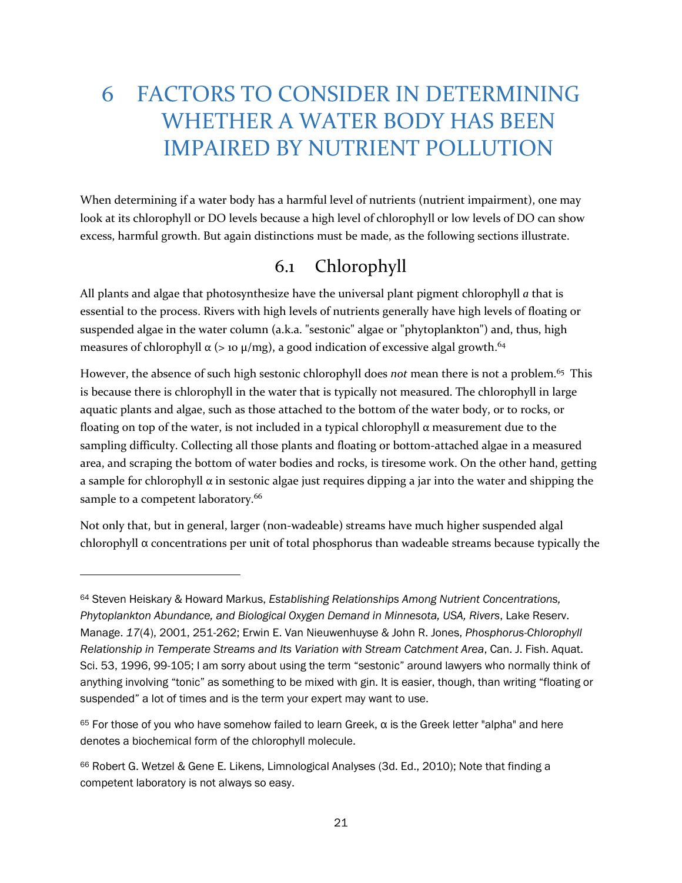# 6 FACTORS TO CONSIDER IN DETERMINING WHETHER A WATER BODY HAS BEEN IMPAIRED BY NUTRIENT POLLUTION

When determining if a water body has a harmful level of nutrients (nutrient impairment), one may look at its chlorophyll or DO levels because a high level of chlorophyll or low levels of DO can show excess, harmful growth. But again distinctions must be made, as the following sections illustrate.

## 6.1 Chlorophyll

All plants and algae that photosynthesize have the universal plant pigment chlorophyll *a* that is essential to the process. Rivers with high levels of nutrients generally have high levels of floating or suspended algae in the water column (a.k.a. "sestonic" algae or "phytoplankton") and, thus, high measures of chlorophyll α (> 10 μ/mg), a good indication of excessive algal growth.[64]

However, the absence of such high sestonic chlorophyll does *not* mean there is not a problem.[65] This is because there is chlorophyll in the water that is typically not measured. The chlorophyll in large aquatic plants and algae, such as those attached to the bottom of the water body, or to rocks, or floating on top of the water, is not included in a typical chlorophyll α measurement due to the sampling difficulty. Collecting all those plants and floating or bottom-attached algae in a measured area, and scraping the bottom of water bodies and rocks, is tiresome work. On the other hand, getting a sample for chlorophyll α in sestonic algae just requires dipping a jar into the water and shipping the sample to a competent laboratory.[66]

Not only that, but in general, larger (non-wadeable) streams have much higher suspended algal chlorophyll α concentrations per unit of total phosphorus than wadeable streams because typically the

---

[64] Steven Heiskary & Howard Markus, *Establishing Relationships Among Nutrient Concentrations, Phytoplankton Abundance, and Biological Oxygen Demand in Minnesota, USA, Rivers*, Lake Reserv. Manage. *17*(4), 2001, 251-262; Erwin E. Van Nieuwenhuyse & John R. Jones, *Phosphorus-Chlorophyll Relationship in Temperate Streams and Its Variation with Stream Catchment Area*, Can. J. Fish. Aquat. Sci. 53, 1996, 99-105; I am sorry about using the term "sestonic" around lawyers who normally think of anything involving "tonic" as something to be mixed with gin. It is easier, though, than writing "floating or suspended" a lot of times and is the term your expert may want to use.

[65] For those of you who have somehow failed to learn Greek, α is the Greek letter "alpha" and here denotes a biochemical form of the chlorophyll molecule.

[66] Robert G. Wetzel & Gene E. Likens, Limnological Analyses (3d. Ed., 2010); Note that finding a competent laboratory is not always so easy.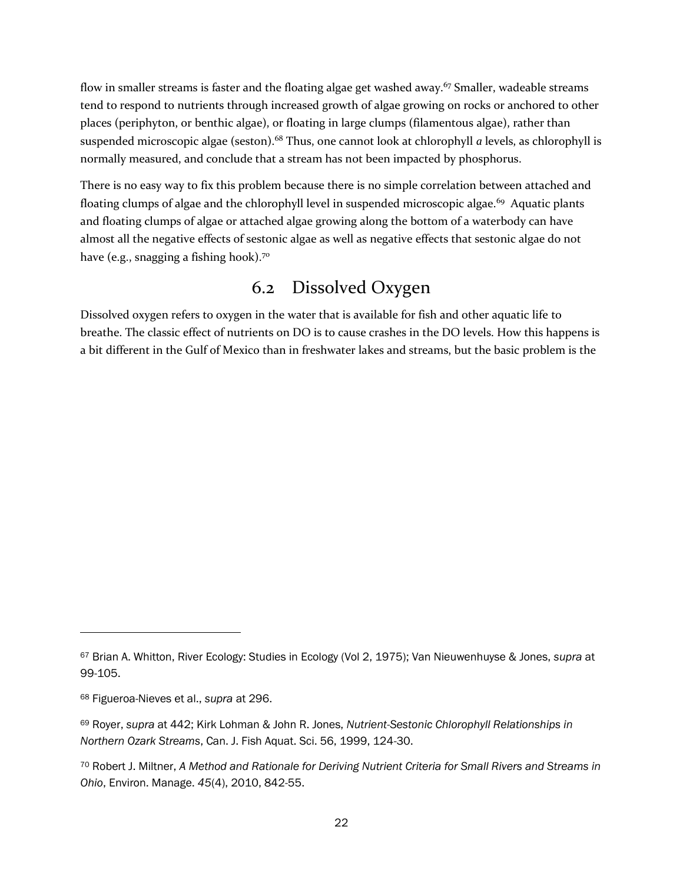flow in smaller streams is faster and the floating algae get washed away.[67] Smaller, wadeable streams tend to respond to nutrients through increased growth of algae growing on rocks or anchored to other places (periphyton, or benthic algae), or floating in large clumps (filamentous algae), rather than suspended microscopic algae (seston).[68] Thus, one cannot look at chlorophyll *a* levels, as chlorophyll is normally measured, and conclude that a stream has not been impacted by phosphorus.

There is no easy way to fix this problem because there is no simple correlation between attached and floating clumps of algae and the chlorophyll level in suspended microscopic algae.[69] Aquatic plants and floating clumps of algae or attached algae growing along the bottom of a waterbody can have almost all the negative effects of sestonic algae as well as negative effects that sestonic algae do not have (e.g., snagging a fishing hook).[70]

## 6.2 Dissolved Oxygen

Dissolved oxygen refers to oxygen in the water that is available for fish and other aquatic life to breathe. The classic effect of nutrients on DO is to cause crashes in the DO levels. How this happens is a bit different in the Gulf of Mexico than in freshwater lakes and streams, but the basic problem is the

---

[67] Brian A. Whitton, River Ecology: Studies in Ecology (Vol 2, 1975); Van Nieuwenhuyse & Jones, *supra* at 99-105.

[68] Figueroa-Nieves et al., *supra* at 296.

[69] Royer, *supra* at 442; Kirk Lohman & John R. Jones, *Nutrient-Sestonic Chlorophyll Relationships in Northern Ozark Streams*, Can. J. Fish Aquat. Sci. 56, 1999, 124-30.

[70] Robert J. Miltner, *A Method and Rationale for Deriving Nutrient Criteria for Small Rivers and Streams in Ohio*, Environ. Manage. *45*(4), 2010, 842-55.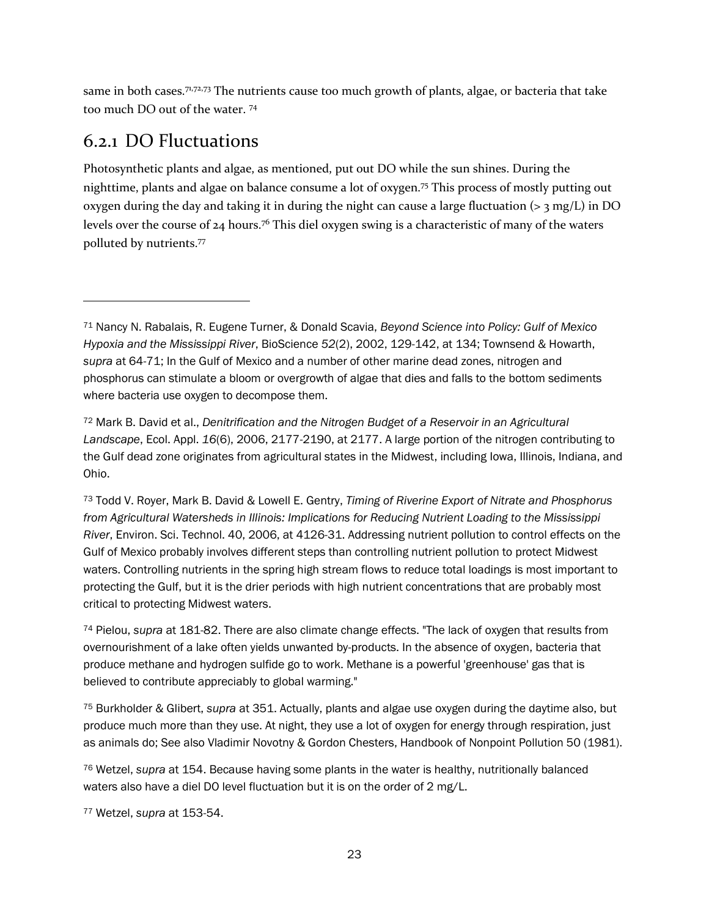same in both cases.[71,72,73] The nutrients cause too much growth of plants, algae, or bacteria that take too much DO out of the water. [74]

### 6.2.1 DO Fluctuations

Photosynthetic plants and algae, as mentioned, put out DO while the sun shines. During the nighttime, plants and algae on balance consume a lot of oxygen.[75] This process of mostly putting out oxygen during the day and taking it in during the night can cause a large fluctuation (> 3 mg/L) in DO levels over the course of 24 hours.[76] This diel oxygen swing is a characteristic of many of the waters polluted by nutrients.[77]

---

[71] Nancy N. Rabalais, R. Eugene Turner, & Donald Scavia, *Beyond Science into Policy: Gulf of Mexico Hypoxia and the Mississippi River*, BioScience *52*(2), 2002, 129-142, at 134; Townsend & Howarth, *supra* at 64-71; In the Gulf of Mexico and a number of other marine dead zones, nitrogen and phosphorus can stimulate a bloom or overgrowth of algae that dies and falls to the bottom sediments where bacteria use oxygen to decompose them.

[72] Mark B. David et al., *Denitrification and the Nitrogen Budget of a Reservoir in an Agricultural Landscape*, Ecol. Appl. *16*(6), 2006, 2177-2190, at 2177. A large portion of the nitrogen contributing to the Gulf dead zone originates from agricultural states in the Midwest, including Iowa, Illinois, Indiana, and Ohio.

[73] Todd V. Royer, Mark B. David & Lowell E. Gentry, *Timing of Riverine Export of Nitrate and Phosphorus from Agricultural Watersheds in Illinois: Implications for Reducing Nutrient Loading to the Mississippi River*, Environ. Sci. Technol. 40, 2006, at 4126-31. Addressing nutrient pollution to control effects on the Gulf of Mexico probably involves different steps than controlling nutrient pollution to protect Midwest waters. Controlling nutrients in the spring high stream flows to reduce total loadings is most important to protecting the Gulf, but it is the drier periods with high nutrient concentrations that are probably most critical to protecting Midwest waters.

[74] Pielou, *supra* at 181-82. There are also climate change effects. "The lack of oxygen that results from overnourishment of a lake often yields unwanted by-products. In the absence of oxygen, bacteria that produce methane and hydrogen sulfide go to work. Methane is a powerful 'greenhouse' gas that is believed to contribute appreciably to global warming."

[75] Burkholder & Glibert, *supra* at 351. Actually, plants and algae use oxygen during the daytime also, but produce much more than they use. At night, they use a lot of oxygen for energy through respiration, just as animals do; See also Vladimir Novotny & Gordon Chesters, Handbook of Nonpoint Pollution 50 (1981).

[76] Wetzel, *supra* at 154. Because having some plants in the water is healthy, nutritionally balanced waters also have a diel DO level fluctuation but it is on the order of 2 mg/L.

[77] Wetzel, *supra* at 153-54.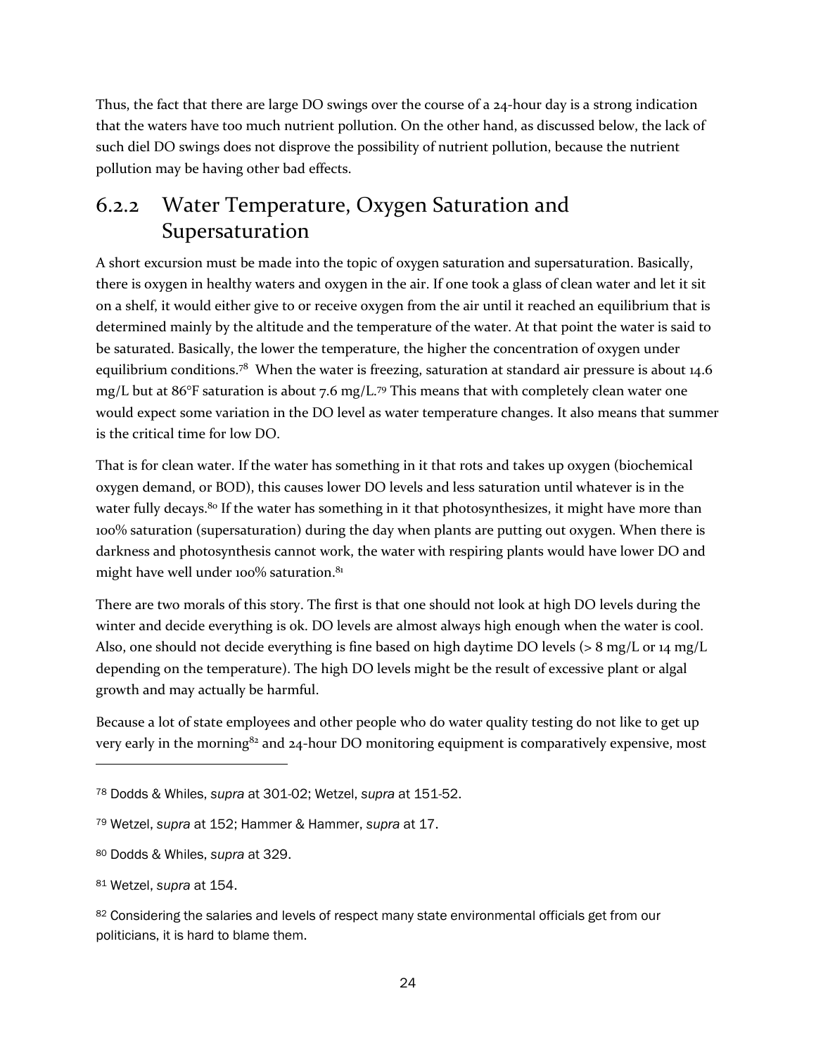Thus, the fact that there are large DO swings over the course of a 24-hour day is a strong indication that the waters have too much nutrient pollution. On the other hand, as discussed below, the lack of such diel DO swings does not disprove the possibility of nutrient pollution, because the nutrient pollution may be having other bad effects.

### 6.2.2 Water Temperature, Oxygen Saturation and Supersaturation

A short excursion must be made into the topic of oxygen saturation and supersaturation. Basically, there is oxygen in healthy waters and oxygen in the air. If one took a glass of clean water and let it sit on a shelf, it would either give to or receive oxygen from the air until it reached an equilibrium that is determined mainly by the altitude and the temperature of the water. At that point the water is said to be saturated. Basically, the lower the temperature, the higher the concentration of oxygen under equilibrium conditions.[78] When the water is freezing, saturation at standard air pressure is about 14.6 mg/L but at 86°F saturation is about 7.6 mg/L.[79] This means that with completely clean water one would expect some variation in the DO level as water temperature changes. It also means that summer is the critical time for low DO.

That is for clean water. If the water has something in it that rots and takes up oxygen (biochemical oxygen demand, or BOD), this causes lower DO levels and less saturation until whatever is in the water fully decays.[80] If the water has something in it that photosynthesizes, it might have more than 100% saturation (supersaturation) during the day when plants are putting out oxygen. When there is darkness and photosynthesis cannot work, the water with respiring plants would have lower DO and might have well under 100% saturation.[81]

There are two morals of this story. The first is that one should not look at high DO levels during the winter and decide everything is ok. DO levels are almost always high enough when the water is cool. Also, one should not decide everything is fine based on high daytime DO levels (> 8 mg/L or 14 mg/L depending on the temperature). The high DO levels might be the result of excessive plant or algal growth and may actually be harmful.

Because a lot of state employees and other people who do water quality testing do not like to get up very early in the morning[82] and 24-hour DO monitoring equipment is comparatively expensive, most

---

[78] Dodds & Whiles, *supra* at 301-02; Wetzel, *supra* at 151-52.

[79] Wetzel, *supra* at 152; Hammer & Hammer, *supra* at 17.

[80] Dodds & Whiles, *supra* at 329.

[81] Wetzel, *supra* at 154.

[82] Considering the salaries and levels of respect many state environmental officials get from our politicians, it is hard to blame them.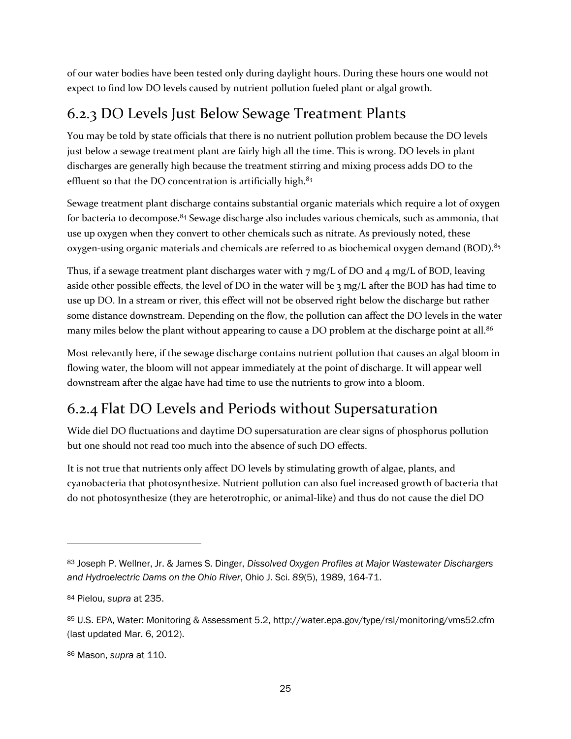of our water bodies have been tested only during daylight hours. During these hours one would not expect to find low DO levels caused by nutrient pollution fueled plant or algal growth.

## 6.2.3 DO Levels Just Below Sewage Treatment Plants

You may be told by state officials that there is no nutrient pollution problem because the DO levels just below a sewage treatment plant are fairly high all the time. This is wrong. DO levels in plant discharges are generally high because the treatment stirring and mixing process adds DO to the effluent so that the DO concentration is artificially high.[83]

Sewage treatment plant discharge contains substantial organic materials which require a lot of oxygen for bacteria to decompose.[84] Sewage discharge also includes various chemicals, such as ammonia, that use up oxygen when they convert to other chemicals such as nitrate. As previously noted, these oxygen-using organic materials and chemicals are referred to as biochemical oxygen demand (BOD).[85]

Thus, if a sewage treatment plant discharges water with 7 mg/L of DO and 4 mg/L of BOD, leaving aside other possible effects, the level of DO in the water will be 3 mg/L after the BOD has had time to use up DO. In a stream or river, this effect will not be observed right below the discharge but rather some distance downstream. Depending on the flow, the pollution can affect the DO levels in the water many miles below the plant without appearing to cause a DO problem at the discharge point at all.[86]

Most relevantly here, if the sewage discharge contains nutrient pollution that causes an algal bloom in flowing water, the bloom will not appear immediately at the point of discharge. It will appear well downstream after the algae have had time to use the nutrients to grow into a bloom.

## 6.2.4 Flat DO Levels and Periods without Supersaturation

Wide diel DO fluctuations and daytime DO supersaturation are clear signs of phosphorus pollution but one should not read too much into the absence of such DO effects.

It is not true that nutrients only affect DO levels by stimulating growth of algae, plants, and cyanobacteria that photosynthesize. Nutrient pollution can also fuel increased growth of bacteria that do not photosynthesize (they are heterotrophic, or animal-like) and thus do not cause the diel DO

---

[83] Joseph P. Wellner, Jr. & James S. Dinger, *Dissolved Oxygen Profiles at Major Wastewater Dischargers and Hydroelectric Dams on the Ohio River*, Ohio J. Sci. *89*(5), 1989, 164-71.

[84] Pielou, *supra* at 235.

[85] U.S. EPA, Water: Monitoring & Assessment 5.2, http://water.epa.gov/type/rsl/monitoring/vms52.cfm (last updated Mar. 6, 2012).

[86] Mason, *supra* at 110.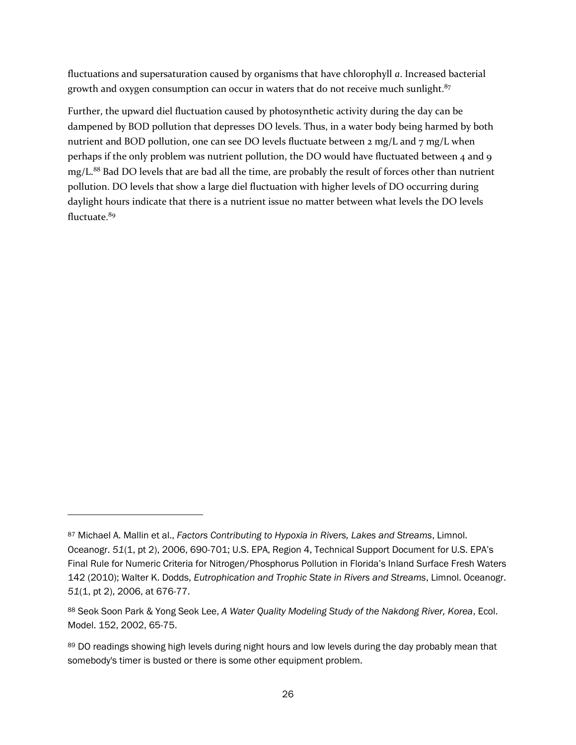fluctuations and supersaturation caused by organisms that have chlorophyll *a*. Increased bacterial growth and oxygen consumption can occur in waters that do not receive much sunlight.[87]

Further, the upward diel fluctuation caused by photosynthetic activity during the day can be dampened by BOD pollution that depresses DO levels. Thus, in a water body being harmed by both nutrient and BOD pollution, one can see DO levels fluctuate between 2 mg/L and 7 mg/L when perhaps if the only problem was nutrient pollution, the DO would have fluctuated between 4 and 9 mg/L.[88] Bad DO levels that are bad all the time, are probably the result of forces other than nutrient pollution. DO levels that show a large diel fluctuation with higher levels of DO occurring during daylight hours indicate that there is a nutrient issue no matter between what levels the DO levels fluctuate.[89]

---

[87] Michael A. Mallin et al., *Factors Contributing to Hypoxia in Rivers, Lakes and Streams*, Limnol. Oceanogr. *51*(1, pt 2), 2006, 690-701; U.S. EPA, Region 4, Technical Support Document for U.S. EPA's Final Rule for Numeric Criteria for Nitrogen/Phosphorus Pollution in Florida's Inland Surface Fresh Waters 142 (2010); Walter K. Dodds, *Eutrophication and Trophic State in Rivers and Streams*, Limnol. Oceanogr. *51*(1, pt 2), 2006, at 676-77.

[88] Seok Soon Park & Yong Seok Lee, *A Water Quality Modeling Study of the Nakdong River, Korea*, Ecol. Model. 152, 2002, 65-75.

[89] DO readings showing high levels during night hours and low levels during the day probably mean that somebody's timer is busted or there is some other equipment problem.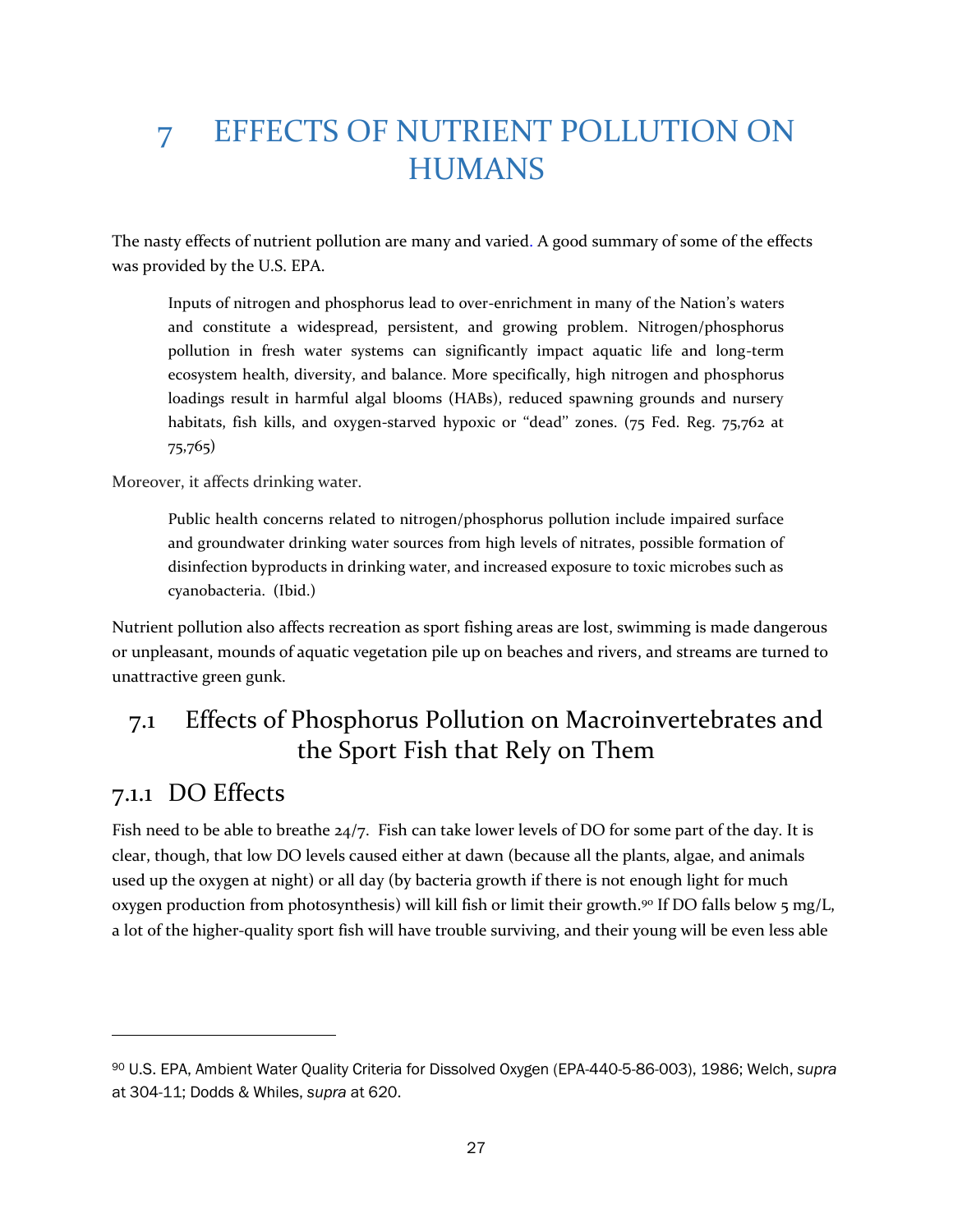# 7 EFFECTS OF NUTRIENT POLLUTION ON HUMANS

The nasty effects of nutrient pollution are many and varied. A good summary of some of the effects was provided by the U.S. EPA.

> Inputs of nitrogen and phosphorus lead to over-enrichment in many of the Nation's waters and constitute a widespread, persistent, and growing problem. Nitrogen/phosphorus pollution in fresh water systems can significantly impact aquatic life and long-term ecosystem health, diversity, and balance. More specifically, high nitrogen and phosphorus loadings result in harmful algal blooms (HABs), reduced spawning grounds and nursery habitats, fish kills, and oxygen-starved hypoxic or "dead" zones. (75 Fed. Reg. 75,762 at 75,765)

Moreover, it affects drinking water.

> Public health concerns related to nitrogen/phosphorus pollution include impaired surface and groundwater drinking water sources from high levels of nitrates, possible formation of disinfection byproducts in drinking water, and increased exposure to toxic microbes such as cyanobacteria. (Ibid.)

Nutrient pollution also affects recreation as sport fishing areas are lost, swimming is made dangerous or unpleasant, mounds of aquatic vegetation pile up on beaches and rivers, and streams are turned to unattractive green gunk.

## 7.1 Effects of Phosphorus Pollution on Macroinvertebrates and the Sport Fish that Rely on Them

### 7.1.1 DO Effects

Fish need to be able to breathe 24/7. Fish can take lower levels of DO for some part of the day. It is clear, though, that low DO levels caused either at dawn (because all the plants, algae, and animals used up the oxygen at night) or all day (by bacteria growth if there is not enough light for much oxygen production from photosynthesis) will kill fish or limit their growth.[90] If DO falls below 5 mg/L, a lot of the higher-quality sport fish will have trouble surviving, and their young will be even less able

---

[90] U.S. EPA, Ambient Water Quality Criteria for Dissolved Oxygen (EPA-440-5-86-003), 1986; Welch, *supra* at 304-11; Dodds & Whiles, *supra* at 620.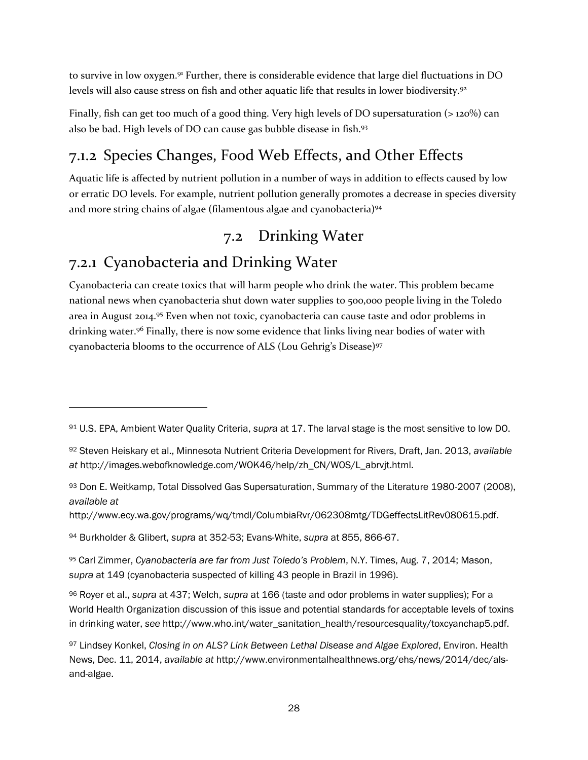to survive in low oxygen.[91] Further, there is considerable evidence that large diel fluctuations in DO levels will also cause stress on fish and other aquatic life that results in lower biodiversity.[92]

Finally, fish can get too much of a good thing. Very high levels of DO supersaturation (> 120%) can also be bad. High levels of DO can cause gas bubble disease in fish.[93]

### 7.1.2 Species Changes, Food Web Effects, and Other Effects

Aquatic life is affected by nutrient pollution in a number of ways in addition to effects caused by low or erratic DO levels. For example, nutrient pollution generally promotes a decrease in species diversity and more string chains of algae (filamentous algae and cyanobacteria)[94]

## 7.2 Drinking Water

### 7.2.1 Cyanobacteria and Drinking Water

Cyanobacteria can create toxics that will harm people who drink the water. This problem became national news when cyanobacteria shut down water supplies to 500,000 people living in the Toledo area in August 2014.[95] Even when not toxic, cyanobacteria can cause taste and odor problems in drinking water.[96] Finally, there is now some evidence that links living near bodies of water with cyanobacteria blooms to the occurrence of ALS (Lou Gehrig's Disease)[97]

---

[91] U.S. EPA, Ambient Water Quality Criteria, *supra* at 17. The larval stage is the most sensitive to low DO.

[92] Steven Heiskary et al., Minnesota Nutrient Criteria Development for Rivers, Draft, Jan. 2013, *available at* http://images.webofknowledge.com/WOK46/help/zh_CN/WOS/L_abrvjt.html.

[93] Don E. Weitkamp, Total Dissolved Gas Supersaturation, Summary of the Literature 1980-2007 (2008), *available at* http://www.ecy.wa.gov/programs/wq/tmdl/ColumbiaRvr/062308mtg/TDGeffectsLitRev080615.pdf.

[94] Burkholder & Glibert, *supra* at 352-53; Evans-White, *supra* at 855, 866-67.

[95] Carl Zimmer, *Cyanobacteria are far from Just Toledo's Problem*, N.Y. Times, Aug. 7, 2014; Mason, *supra* at 149 (cyanobacteria suspected of killing 43 people in Brazil in 1996).

[96] Royer et al., *supra* at 437; Welch, *supra* at 166 (taste and odor problems in water supplies); For a World Health Organization discussion of this issue and potential standards for acceptable levels of toxins in drinking water, *see* http://www.who.int/water_sanitation_health/resourcesquality/toxcyanchap5.pdf.

[97] Lindsey Konkel, *Closing in on ALS? Link Between Lethal Disease and Algae Explored*, Environ. Health News, Dec. 11, 2014, *available at* http://www.environmentalhealthnews.org/ehs/news/2014/dec/als-and-algae.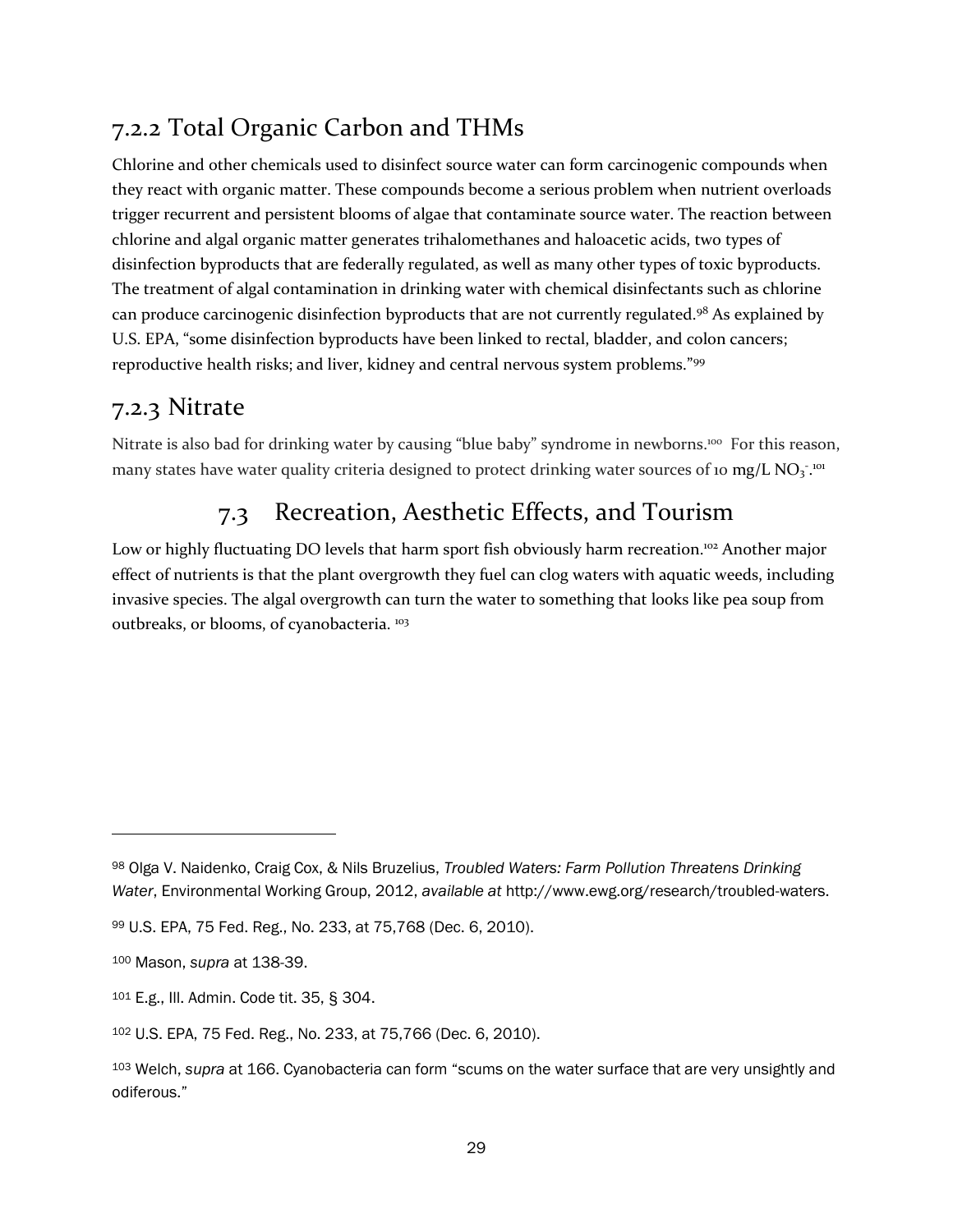### 7.2.2 Total Organic Carbon and THMs

Chlorine and other chemicals used to disinfect source water can form carcinogenic compounds when they react with organic matter. These compounds become a serious problem when nutrient overloads trigger recurrent and persistent blooms of algae that contaminate source water. The reaction between chlorine and algal organic matter generates trihalomethanes and haloacetic acids, two types of disinfection byproducts that are federally regulated, as well as many other types of toxic byproducts. The treatment of algal contamination in drinking water with chemical disinfectants such as chlorine can produce carcinogenic disinfection byproducts that are not currently regulated.[98] As explained by U.S. EPA, "some disinfection byproducts have been linked to rectal, bladder, and colon cancers; reproductive health risks; and liver, kidney and central nervous system problems."[99]

### 7.2.3 Nitrate

Nitrate is also bad for drinking water by causing "blue baby" syndrome in newborns.[100] For this reason, many states have water quality criteria designed to protect drinking water sources of 10 mg/L $NO_3^-$.[101]

## 7.3 Recreation, Aesthetic Effects, and Tourism

Low or highly fluctuating DO levels that harm sport fish obviously harm recreation.[102] Another major effect of nutrients is that the plant overgrowth they fuel can clog waters with aquatic weeds, including invasive species. The algal overgrowth can turn the water to something that looks like pea soup from outbreaks, or blooms, of cyanobacteria. [103]

---

[98] Olga V. Naidenko, Craig Cox, & Nils Bruzelius, *Troubled Waters: Farm Pollution Threatens Drinking Water*, Environmental Working Group, 2012, *available at* http://www.ewg.org/research/troubled-waters.

[99] U.S. EPA, 75 Fed. Reg., No. 233, at 75,768 (Dec. 6, 2010).

[100] Mason, *supra* at 138-39.

[101] E.g., Ill. Admin. Code tit. 35, § 304.

[102] U.S. EPA, 75 Fed. Reg., No. 233, at 75,766 (Dec. 6, 2010).

[103] Welch, *supra* at 166. Cyanobacteria can form "scums on the water surface that are very unsightly and odiferous."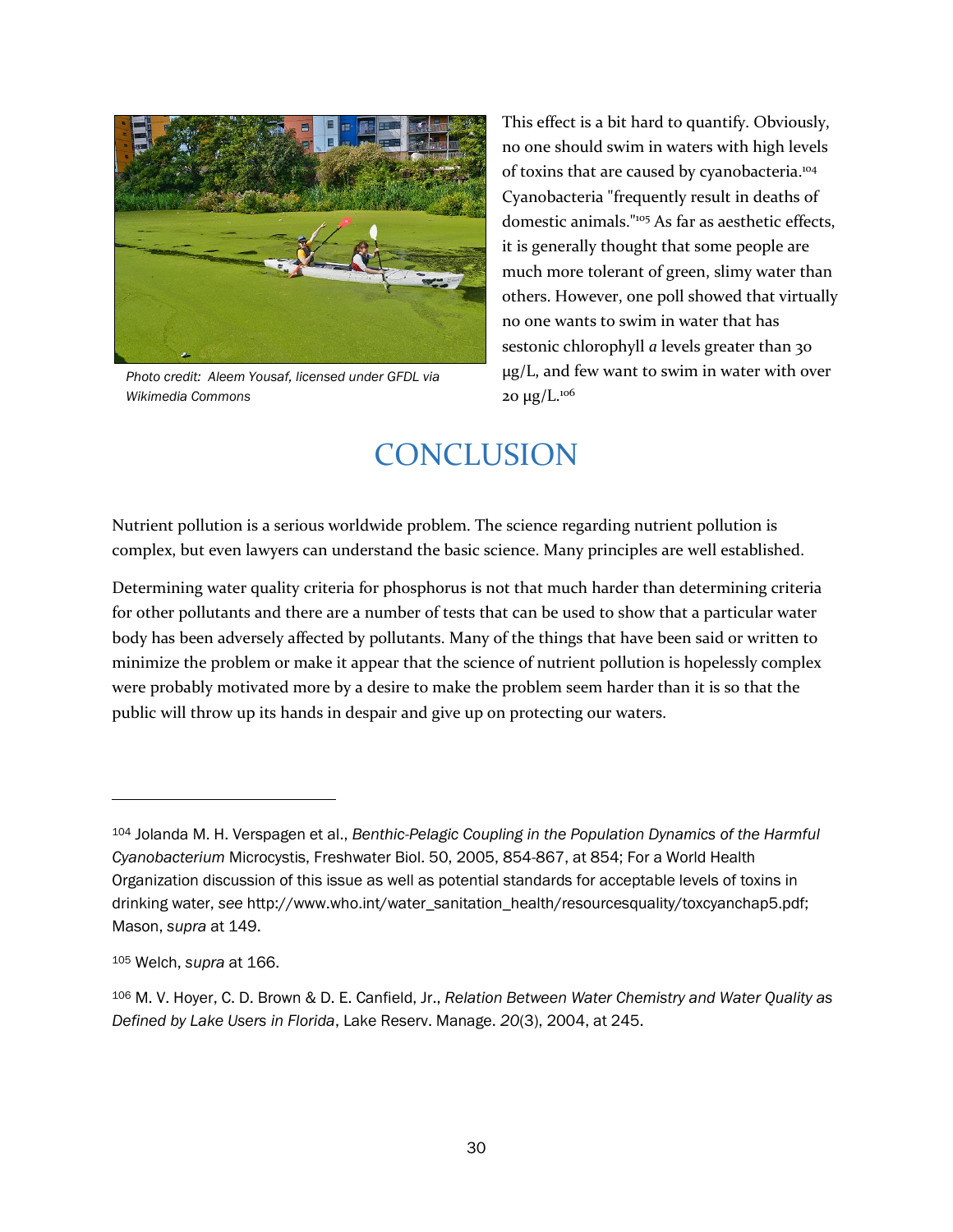Photo credit: Aleem Yousaf, licensed under GFDL via Wikimedia Commons

This effect is a bit hard to quantify. Obviously, no one should swim in waters with high levels of toxins that are caused by cyanobacteria.[104] Cyanobacteria "frequently result in deaths of domestic animals."[105] As far as aesthetic effects, it is generally thought that some people are much more tolerant of green, slimy water than others. However, one poll showed that virtually no one wants to swim in water that has sestonic chlorophyll *a* levels greater than 30 µg/L, and few want to swim in water with over 20 µg/L.[106]

# CONCLUSION

Nutrient pollution is a serious worldwide problem. The science regarding nutrient pollution is complex, but even lawyers can understand the basic science. Many principles are well established.

Determining water quality criteria for phosphorus is not that much harder than determining criteria for other pollutants and there are a number of tests that can be used to show that a particular water body has been adversely affected by pollutants. Many of the things that have been said or written to minimize the problem or make it appear that the science of nutrient pollution is hopelessly complex were probably motivated more by a desire to make the problem seem harder than it is so that the public will throw up its hands in despair and give up on protecting our waters.

---

104 Jolanda M. H. Verspagen et al., *Benthic-Pelagic Coupling in the Population Dynamics of the Harmful Cyanobacterium* Microcystis, Freshwater Biol. 50, 2005, 854-867, at 854; For a World Health Organization discussion of this issue as well as potential standards for acceptable levels of toxins in drinking water, *see* http://www.who.int/water_sanitation_health/resourcesquality/toxcyanchap5.pdf; Mason, *supra* at 149.

105 Welch, *supra* at 166.

106 M. V. Hoyer, C. D. Brown & D. E. Canfield, Jr., *Relation Between Water Chemistry and Water Quality as Defined by Lake Users in Florida*, Lake Reserv. Manage. *20*(3), 2004, at 245.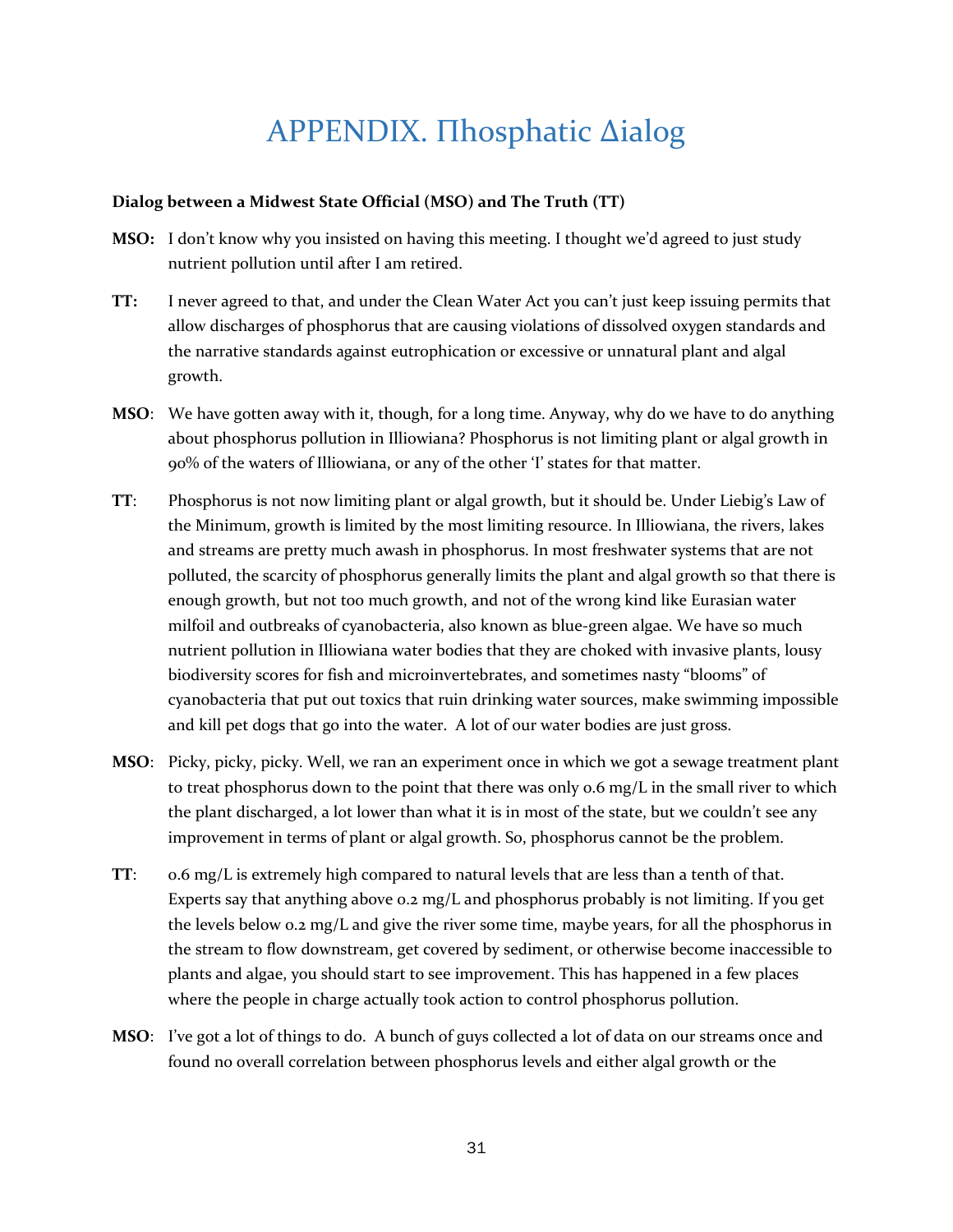# APPENDIX. Πhosphatic Δialog

**Dialog between a Midwest State Official (MSO) and The Truth (TT)**

**MSO:** I don't know why you insisted on having this meeting. I thought we'd agreed to just study nutrient pollution until after I am retired.

**TT:** I never agreed to that, and under the Clean Water Act you can't just keep issuing permits that allow discharges of phosphorus that are causing violations of dissolved oxygen standards and the narrative standards against eutrophication or excessive or unnatural plant and algal growth.

**MSO**: We have gotten away with it, though, for a long time. Anyway, why do we have to do anything about phosphorus pollution in Illiowiana? Phosphorus is not limiting plant or algal growth in 90% of the waters of Illiowiana, or any of the other 'I' states for that matter.

**TT**: Phosphorus is not now limiting plant or algal growth, but it should be. Under Liebig's Law of the Minimum, growth is limited by the most limiting resource. In Illiowiana, the rivers, lakes and streams are pretty much awash in phosphorus. In most freshwater systems that are not polluted, the scarcity of phosphorus generally limits the plant and algal growth so that there is enough growth, but not too much growth, and not of the wrong kind like Eurasian water milfoil and outbreaks of cyanobacteria, also known as blue-green algae. We have so much nutrient pollution in Illiowiana water bodies that they are choked with invasive plants, lousy biodiversity scores for fish and microinvertebrates, and sometimes nasty "blooms" of cyanobacteria that put out toxics that ruin drinking water sources, make swimming impossible and kill pet dogs that go into the water. A lot of our water bodies are just gross.

**MSO**: Picky, picky, picky. Well, we ran an experiment once in which we got a sewage treatment plant to treat phosphorus down to the point that there was only 0.6 mg/L in the small river to which the plant discharged, a lot lower than what it is in most of the state, but we couldn't see any improvement in terms of plant or algal growth. So, phosphorus cannot be the problem.

**TT**: 0.6 mg/L is extremely high compared to natural levels that are less than a tenth of that. Experts say that anything above 0.2 mg/L and phosphorus probably is not limiting. If you get the levels below 0.2 mg/L and give the river some time, maybe years, for all the phosphorus in the stream to flow downstream, get covered by sediment, or otherwise become inaccessible to plants and algae, you should start to see improvement. This has happened in a few places where the people in charge actually took action to control phosphorus pollution.

**MSO**: I've got a lot of things to do. A bunch of guys collected a lot of data on our streams once and found no overall correlation between phosphorus levels and either algal growth or the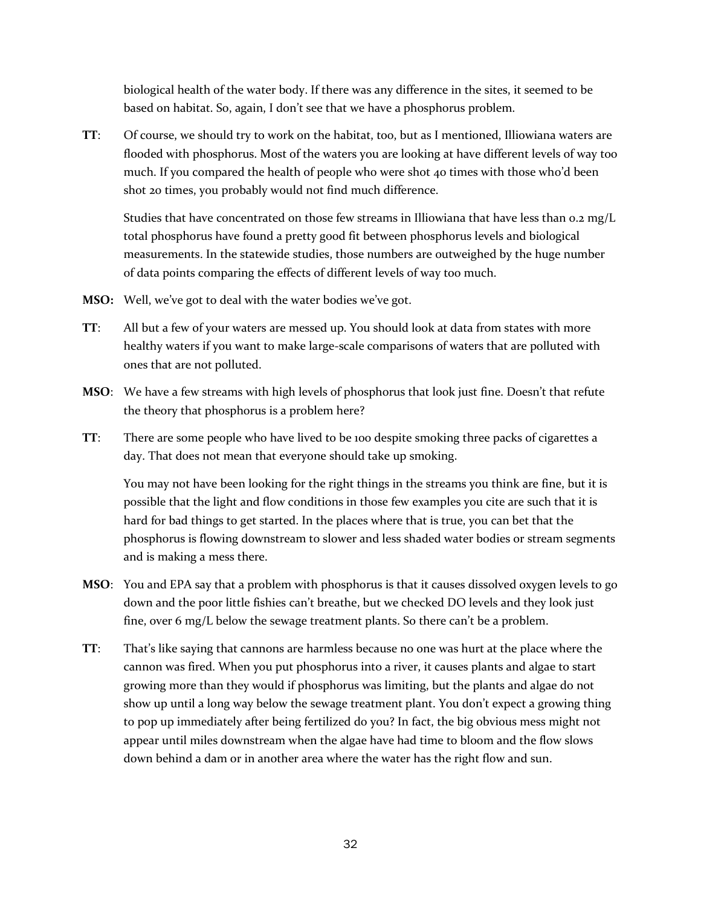biological health of the water body. If there was any difference in the sites, it seemed to be based on habitat. So, again, I don't see that we have a phosphorus problem.

**TT**: Of course, we should try to work on the habitat, too, but as I mentioned, Illiowiana waters are flooded with phosphorus. Most of the waters you are looking at have different levels of way too much. If you compared the health of people who were shot 40 times with those who'd been shot 20 times, you probably would not find much difference.

Studies that have concentrated on those few streams in Illiowiana that have less than 0.2 mg/L total phosphorus have found a pretty good fit between phosphorus levels and biological measurements. In the statewide studies, those numbers are outweighed by the huge number of data points comparing the effects of different levels of way too much.

**MSO:** Well, we've got to deal with the water bodies we've got.

**TT**: All but a few of your waters are messed up. You should look at data from states with more healthy waters if you want to make large-scale comparisons of waters that are polluted with ones that are not polluted.

**MSO**: We have a few streams with high levels of phosphorus that look just fine. Doesn't that refute the theory that phosphorus is a problem here?

**TT**: There are some people who have lived to be 100 despite smoking three packs of cigarettes a day. That does not mean that everyone should take up smoking.

You may not have been looking for the right things in the streams you think are fine, but it is possible that the light and flow conditions in those few examples you cite are such that it is hard for bad things to get started. In the places where that is true, you can bet that the phosphorus is flowing downstream to slower and less shaded water bodies or stream segments and is making a mess there.

**MSO**: You and EPA say that a problem with phosphorus is that it causes dissolved oxygen levels to go down and the poor little fishies can't breathe, but we checked DO levels and they look just fine, over 6 mg/L below the sewage treatment plants. So there can't be a problem.

**TT**: That's like saying that cannons are harmless because no one was hurt at the place where the cannon was fired. When you put phosphorus into a river, it causes plants and algae to start growing more than they would if phosphorus was limiting, but the plants and algae do not show up until a long way below the sewage treatment plant. You don't expect a growing thing to pop up immediately after being fertilized do you? In fact, the big obvious mess might not appear until miles downstream when the algae have had time to bloom and the flow slows down behind a dam or in another area where the water has the right flow and sun.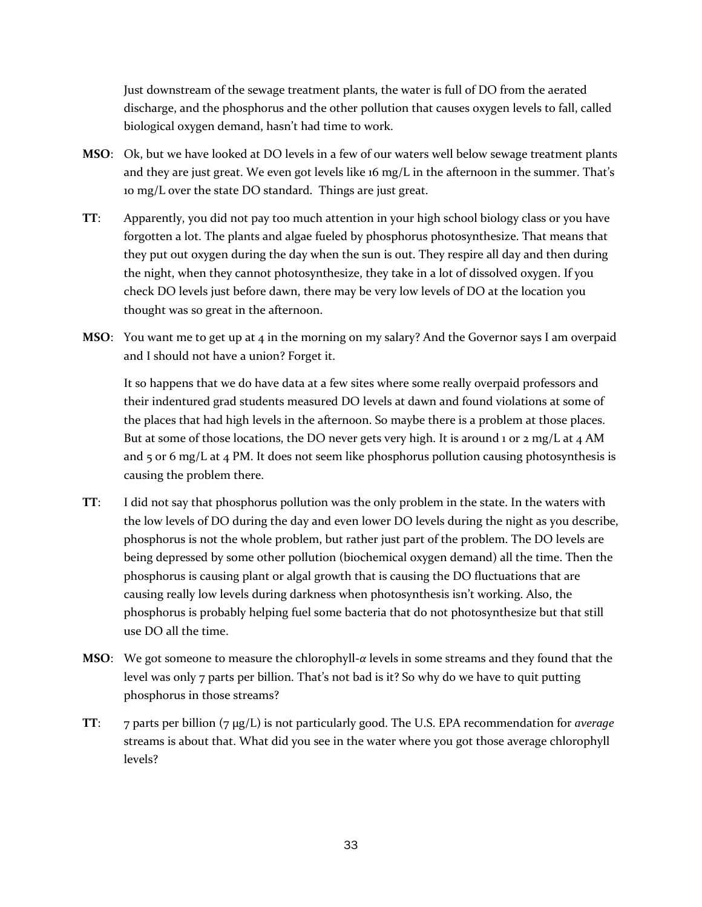Just downstream of the sewage treatment plants, the water is full of DO from the aerated discharge, and the phosphorus and the other pollution that causes oxygen levels to fall, called biological oxygen demand, hasn't had time to work.

**MSO**: Ok, but we have looked at DO levels in a few of our waters well below sewage treatment plants and they are just great. We even got levels like 16 mg/L in the afternoon in the summer. That's 10 mg/L over the state DO standard. Things are just great.

**TT**: Apparently, you did not pay too much attention in your high school biology class or you have forgotten a lot. The plants and algae fueled by phosphorus photosynthesize. That means that they put out oxygen during the day when the sun is out. They respire all day and then during the night, when they cannot photosynthesize, they take in a lot of dissolved oxygen. If you check DO levels just before dawn, there may be very low levels of DO at the location you thought was so great in the afternoon.

**MSO**: You want me to get up at 4 in the morning on my salary? And the Governor says I am overpaid and I should not have a union? Forget it.

It so happens that we do have data at a few sites where some really overpaid professors and their indentured grad students measured DO levels at dawn and found violations at some of the places that had high levels in the afternoon. So maybe there is a problem at those places. But at some of those locations, the DO never gets very high. It is around 1 or 2 mg/L at 4 AM and 5 or 6 mg/L at 4 PM. It does not seem like phosphorus pollution causing photosynthesis is causing the problem there.

**TT**: I did not say that phosphorus pollution was the only problem in the state. In the waters with the low levels of DO during the day and even lower DO levels during the night as you describe, phosphorus is not the whole problem, but rather just part of the problem. The DO levels are being depressed by some other pollution (biochemical oxygen demand) all the time. Then the phosphorus is causing plant or algal growth that is causing the DO fluctuations that are causing really low levels during darkness when photosynthesis isn't working. Also, the phosphorus is probably helping fuel some bacteria that do not photosynthesize but that still use DO all the time.

**MSO**: We got someone to measure the chlorophyll-$\alpha$ levels in some streams and they found that the level was only 7 parts per billion. That's not bad is it? So why do we have to quit putting phosphorus in those streams?

**TT**: 7 parts per billion (7 μg/L) is not particularly good. The U.S. EPA recommendation for *average* streams is about that. What did you see in the water where you got those average chlorophyll levels?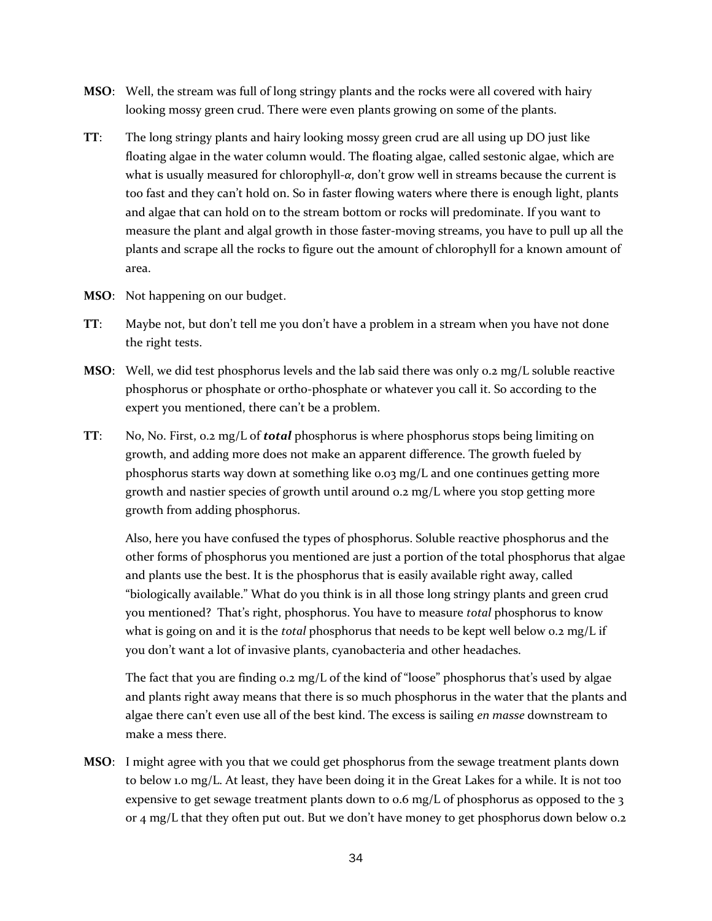**MSO**: Well, the stream was full of long stringy plants and the rocks were all covered with hairy looking mossy green crud. There were even plants growing on some of the plants.

**TT**: The long stringy plants and hairy looking mossy green crud are all using up DO just like floating algae in the water column would. The floating algae, called sestonic algae, which are what is usually measured for chlorophyll-$\alpha$, don't grow well in streams because the current is too fast and they can't hold on. So in faster flowing waters where there is enough light, plants and algae that can hold on to the stream bottom or rocks will predominate. If you want to measure the plant and algal growth in those faster-moving streams, you have to pull up all the plants and scrape all the rocks to figure out the amount of chlorophyll for a known amount of area.

**MSO**: Not happening on our budget.

**TT**: Maybe not, but don't tell me you don't have a problem in a stream when you have not done the right tests.

**MSO**: Well, we did test phosphorus levels and the lab said there was only 0.2 mg/L soluble reactive phosphorus or phosphate or ortho-phosphate or whatever you call it. So according to the expert you mentioned, there can't be a problem.

**TT**: No, No. First, 0.2 mg/L of ***total*** phosphorus is where phosphorus stops being limiting on growth, and adding more does not make an apparent difference. The growth fueled by phosphorus starts way down at something like 0.03 mg/L and one continues getting more growth and nastier species of growth until around 0.2 mg/L where you stop getting more growth from adding phosphorus.

Also, here you have confused the types of phosphorus. Soluble reactive phosphorus and the other forms of phosphorus you mentioned are just a portion of the total phosphorus that algae and plants use the best. It is the phosphorus that is easily available right away, called "biologically available." What do you think is in all those long stringy plants and green crud you mentioned? That's right, phosphorus. You have to measure *total* phosphorus to know what is going on and it is the *total* phosphorus that needs to be kept well below 0.2 mg/L if you don't want a lot of invasive plants, cyanobacteria and other headaches.

The fact that you are finding 0.2 mg/L of the kind of "loose" phosphorus that's used by algae and plants right away means that there is so much phosphorus in the water that the plants and algae there can't even use all of the best kind. The excess is sailing *en masse* downstream to make a mess there.

**MSO**: I might agree with you that we could get phosphorus from the sewage treatment plants down to below 1.0 mg/L. At least, they have been doing it in the Great Lakes for a while. It is not too expensive to get sewage treatment plants down to 0.6 mg/L of phosphorus as opposed to the 3 or 4 mg/L that they often put out. But we don't have money to get phosphorus down below 0.2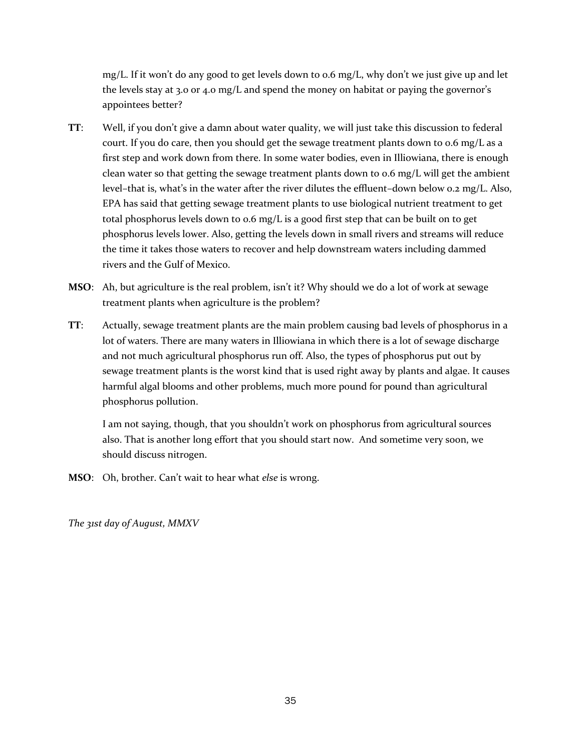mg/L. If it won't do any good to get levels down to 0.6 mg/L, why don't we just give up and let the levels stay at 3.0 or 4.0 mg/L and spend the money on habitat or paying the governor's appointees better?

**TT**: Well, if you don't give a damn about water quality, we will just take this discussion to federal court. If you do care, then you should get the sewage treatment plants down to 0.6 mg/L as a first step and work down from there. In some water bodies, even in Illiowiana, there is enough clean water so that getting the sewage treatment plants down to 0.6 mg/L will get the ambient level–that is, what's in the water after the river dilutes the effluent–down below 0.2 mg/L. Also, EPA has said that getting sewage treatment plants to use biological nutrient treatment to get total phosphorus levels down to 0.6 mg/L is a good first step that can be built on to get phosphorus levels lower. Also, getting the levels down in small rivers and streams will reduce the time it takes those waters to recover and help downstream waters including dammed rivers and the Gulf of Mexico.

**MSO**: Ah, but agriculture is the real problem, isn't it? Why should we do a lot of work at sewage treatment plants when agriculture is the problem?

**TT**: Actually, sewage treatment plants are the main problem causing bad levels of phosphorus in a lot of waters. There are many waters in Illiowiana in which there is a lot of sewage discharge and not much agricultural phosphorus run off. Also, the types of phosphorus put out by sewage treatment plants is the worst kind that is used right away by plants and algae. It causes harmful algal blooms and other problems, much more pound for pound than agricultural phosphorus pollution.

I am not saying, though, that you shouldn't work on phosphorus from agricultural sources also. That is another long effort that you should start now. And sometime very soon, we should discuss nitrogen.

**MSO**: Oh, brother. Can't wait to hear what *else* is wrong.

*The 31st day of August, MMXV*